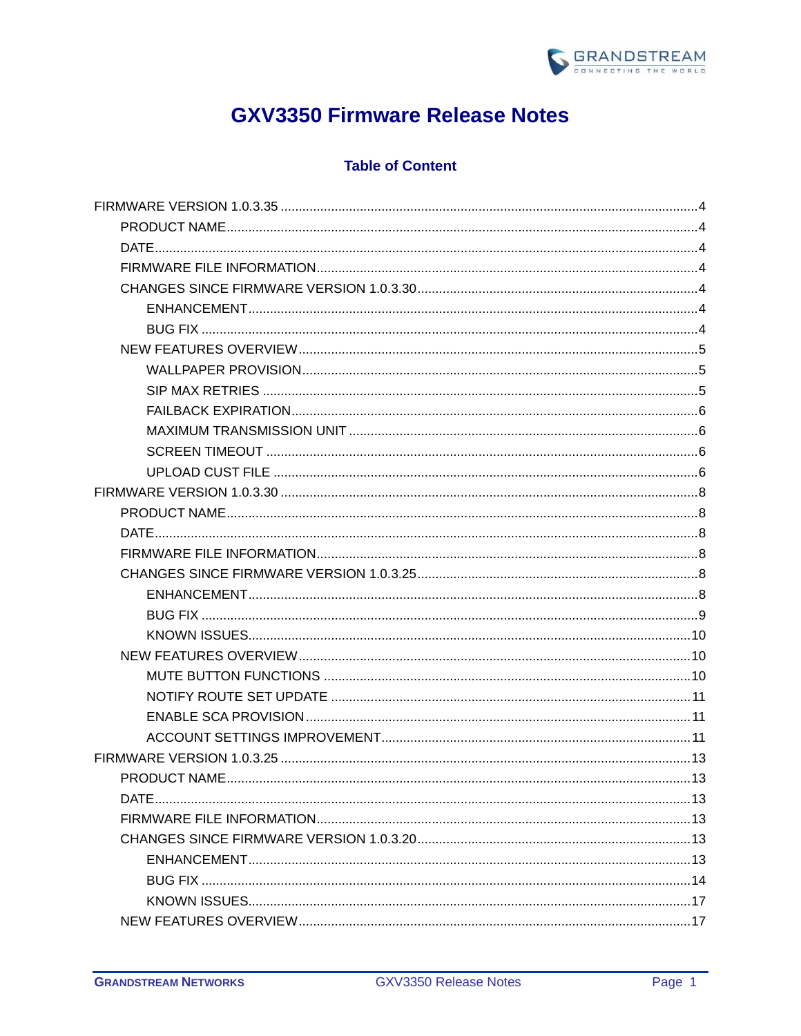# GXV3350 Firmware Release Notes

## Table of Content

- FIRMWARE VERSION 1.0.3.35 .......... 4
  - PRODUCT NAME .......... 4
  - DATE .......... 4
  - FIRMWARE FILE INFORMATION .......... 4
  - CHANGES SINCE FIRMWARE VERSION 1.0.3.30 .......... 4
    - ENHANCEMENT .......... 4
    - BUG FIX .......... 4
  - NEW FEATURES OVERVIEW .......... 5
    - WALLPAPER PROVISION .......... 5
    - SIP MAX RETRIES .......... 5
    - FAILBACK EXPIRATION .......... 6
    - MAXIMUM TRANSMISSION UNIT .......... 6
    - SCREEN TIMEOUT .......... 6
    - UPLOAD CUST FILE .......... 6
- FIRMWARE VERSION 1.0.3.30 .......... 8
  - PRODUCT NAME .......... 8
  - DATE .......... 8
  - FIRMWARE FILE INFORMATION .......... 8
  - CHANGES SINCE FIRMWARE VERSION 1.0.3.25 .......... 8
    - ENHANCEMENT .......... 8
    - BUG FIX .......... 9
    - KNOWN ISSUES .......... 10
  - NEW FEATURES OVERVIEW .......... 10
    - MUTE BUTTON FUNCTIONS .......... 10
    - NOTIFY ROUTE SET UPDATE .......... 11
    - ENABLE SCA PROVISION .......... 11
    - ACCOUNT SETTINGS IMPROVEMENT .......... 11
- FIRMWARE VERSION 1.0.3.25 .......... 13
  - PRODUCT NAME .......... 13
  - DATE .......... 13
  - FIRMWARE FILE INFORMATION .......... 13
  - CHANGES SINCE FIRMWARE VERSION 1.0.3.20 .......... 13
    - ENHANCEMENT .......... 13
    - BUG FIX .......... 14
    - KNOWN ISSUES .......... 17
  - NEW FEATURES OVERVIEW .......... 17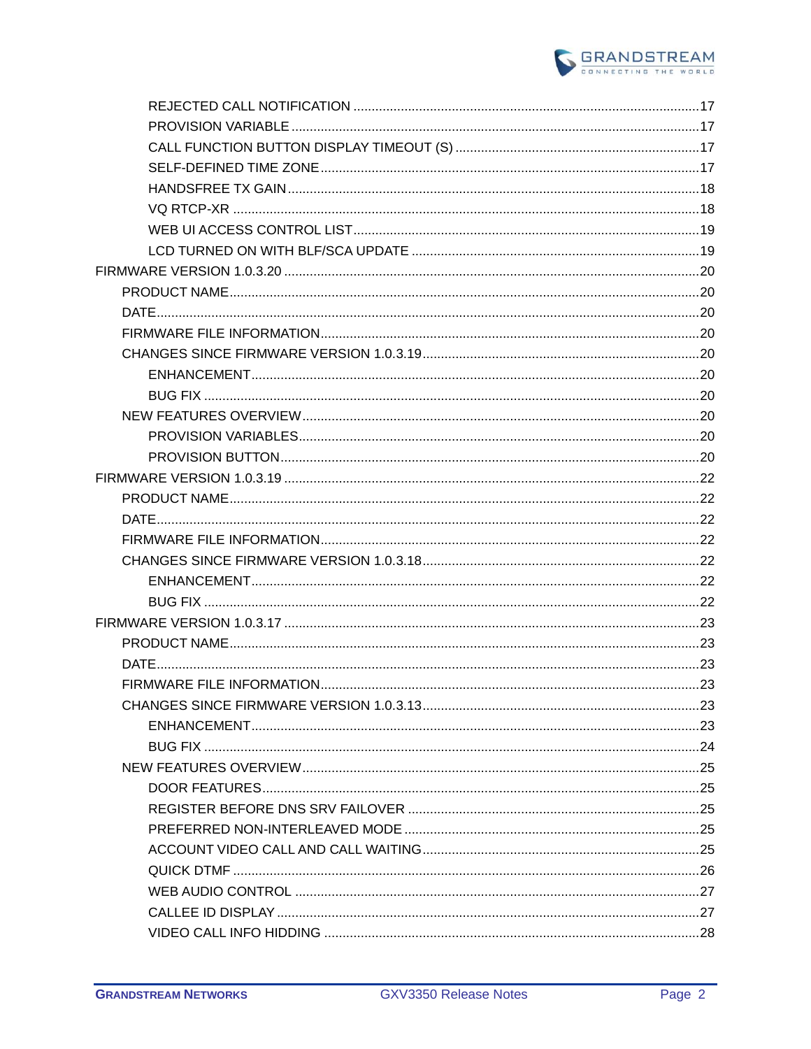REJECTED CALL NOTIFICATION ........................................................................................17
PROVISION VARIABLE ........................................................................................17
CALL FUNCTION BUTTON DISPLAY TIMEOUT (S) ........................................................................................17
SELF-DEFINED TIME ZONE ........................................................................................17
HANDSFREE TX GAIN ........................................................................................18
VQ RTCP-XR ........................................................................................18
WEB UI ACCESS CONTROL LIST ........................................................................................19
LCD TURNED ON WITH BLF/SCA UPDATE ........................................................................................19
FIRMWARE VERSION 1.0.3.20 ........................................................................................20
PRODUCT NAME ........................................................................................20
DATE ........................................................................................20
FIRMWARE FILE INFORMATION ........................................................................................20
CHANGES SINCE FIRMWARE VERSION 1.0.3.19 ........................................................................................20
ENHANCEMENT ........................................................................................20
BUG FIX ........................................................................................20
NEW FEATURES OVERVIEW ........................................................................................20
PROVISION VARIABLES ........................................................................................20
PROVISION BUTTON ........................................................................................20
FIRMWARE VERSION 1.0.3.19 ........................................................................................22
PRODUCT NAME ........................................................................................22
DATE ........................................................................................22
FIRMWARE FILE INFORMATION ........................................................................................22
CHANGES SINCE FIRMWARE VERSION 1.0.3.18 ........................................................................................22
ENHANCEMENT ........................................................................................22
BUG FIX ........................................................................................22
FIRMWARE VERSION 1.0.3.17 ........................................................................................23
PRODUCT NAME ........................................................................................23
DATE ........................................................................................23
FIRMWARE FILE INFORMATION ........................................................................................23
CHANGES SINCE FIRMWARE VERSION 1.0.3.13 ........................................................................................23
ENHANCEMENT ........................................................................................23
BUG FIX ........................................................................................24
NEW FEATURES OVERVIEW ........................................................................................25
DOOR FEATURES ........................................................................................25
REGISTER BEFORE DNS SRV FAILOVER ........................................................................................25
PREFERRED NON-INTERLEAVED MODE ........................................................................................25
ACCOUNT VIDEO CALL AND CALL WAITING ........................................................................................25
QUICK DTMF ........................................................................................26
WEB AUDIO CONTROL ........................................................................................27
CALLEE ID DISPLAY ........................................................................................27
VIDEO CALL INFO HIDDING ........................................................................................28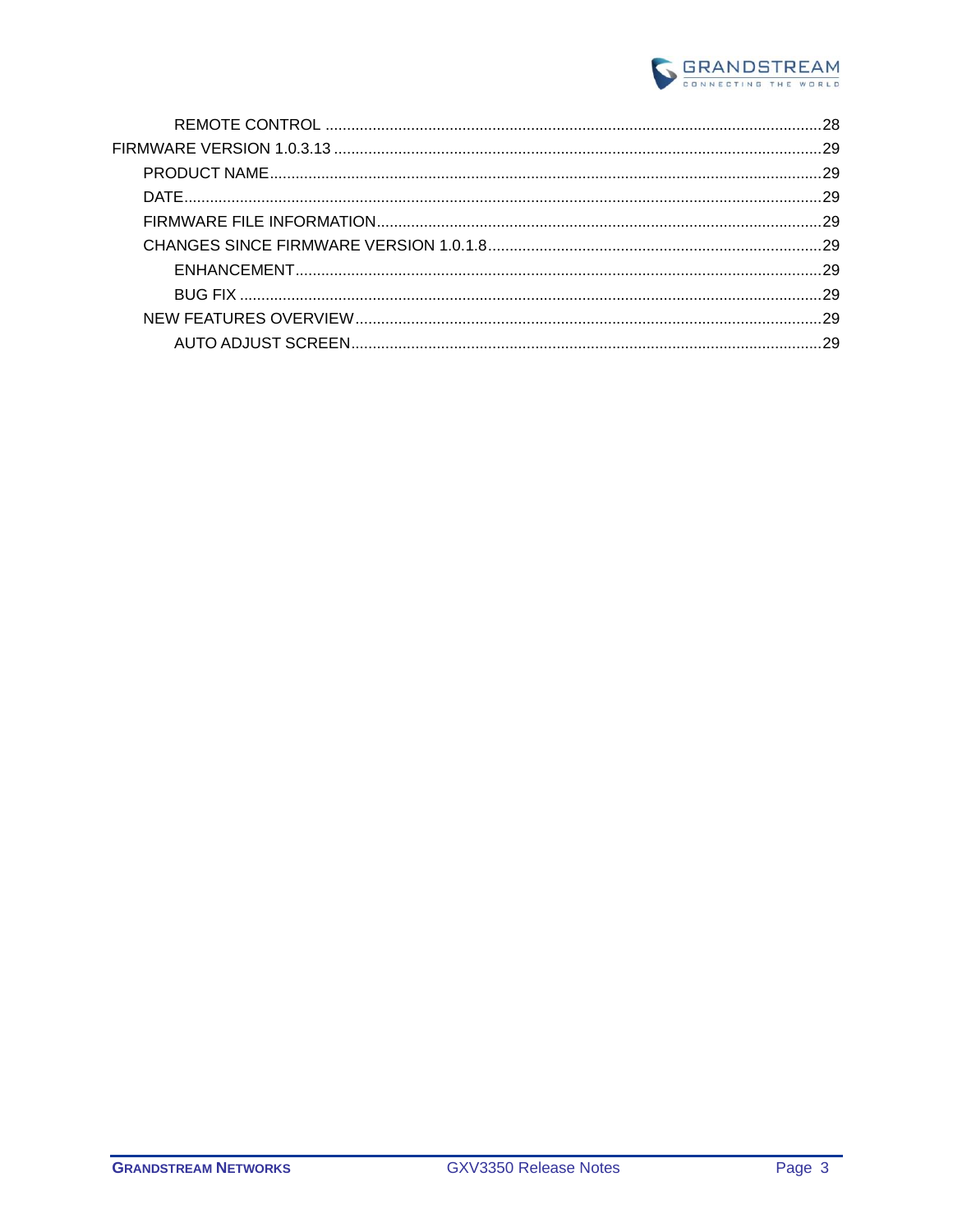REMOTE CONTROL ........................................................ 28

FIRMWARE VERSION 1.0.3.13 ........................................................ 29

PRODUCT NAME ........................................................ 29

DATE ........................................................ 29

FIRMWARE FILE INFORMATION ........................................................ 29

CHANGES SINCE FIRMWARE VERSION 1.0.1.8 ........................................................ 29

ENHANCEMENT ........................................................ 29

BUG FIX ........................................................ 29

NEW FEATURES OVERVIEW ........................................................ 29

AUTO ADJUST SCREEN ........................................................ 29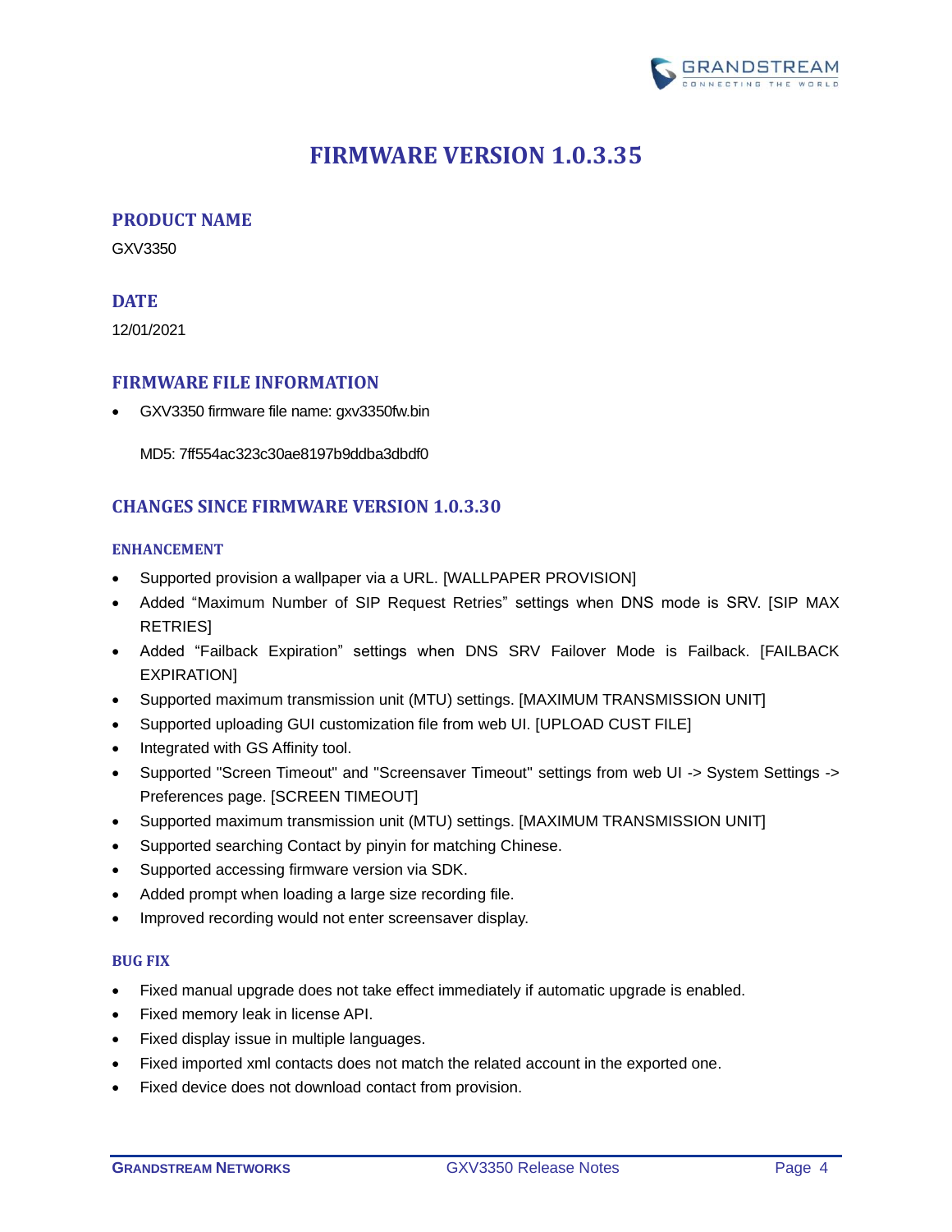# FIRMWARE VERSION 1.0.3.35

## PRODUCT NAME

GXV3350

## DATE

12/01/2021

## FIRMWARE FILE INFORMATION

- GXV3350 firmware file name: gxv3350fw.bin

  MD5: 7ff554ac323c30ae8197b9ddba3dbdf0

## CHANGES SINCE FIRMWARE VERSION 1.0.3.30

### ENHANCEMENT

- Supported provision a wallpaper via a URL. [WALLPAPER PROVISION]
- Added "Maximum Number of SIP Request Retries" settings when DNS mode is SRV. [SIP MAX RETRIES]
- Added "Failback Expiration" settings when DNS SRV Failover Mode is Failback. [FAILBACK EXPIRATION]
- Supported maximum transmission unit (MTU) settings. [MAXIMUM TRANSMISSION UNIT]
- Supported uploading GUI customization file from web UI. [UPLOAD CUST FILE]
- Integrated with GS Affinity tool.
- Supported "Screen Timeout" and "Screensaver Timeout" settings from web UI -> System Settings -> Preferences page. [SCREEN TIMEOUT]
- Supported maximum transmission unit (MTU) settings. [MAXIMUM TRANSMISSION UNIT]
- Supported searching Contact by pinyin for matching Chinese.
- Supported accessing firmware version via SDK.
- Added prompt when loading a large size recording file.
- Improved recording would not enter screensaver display.

### BUG FIX

- Fixed manual upgrade does not take effect immediately if automatic upgrade is enabled.
- Fixed memory leak in license API.
- Fixed display issue in multiple languages.
- Fixed imported xml contacts does not match the related account in the exported one.
- Fixed device does not download contact from provision.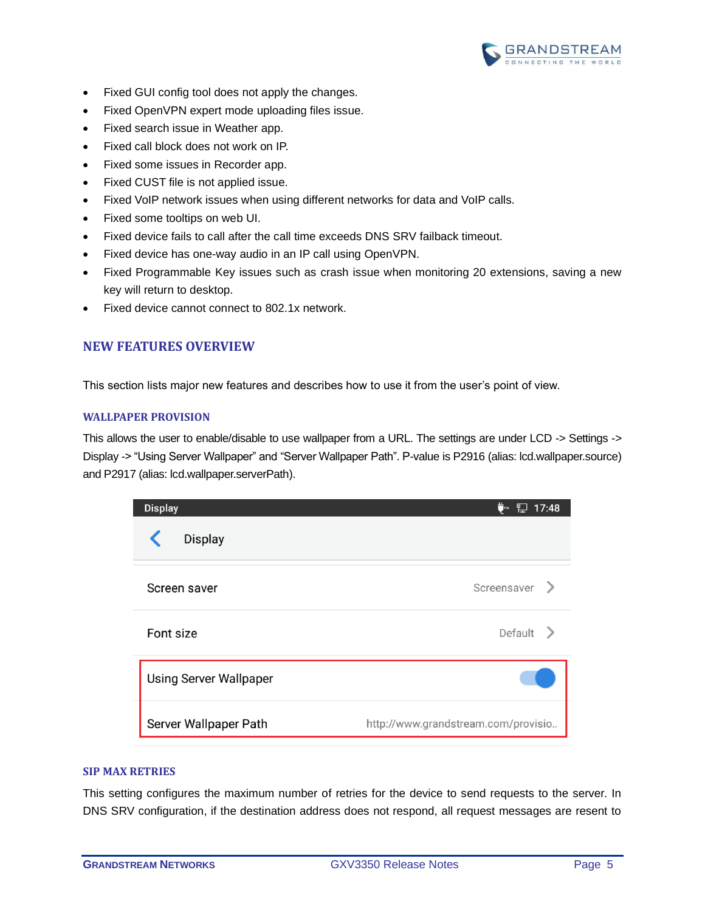- Fixed GUI config tool does not apply the changes.
- Fixed OpenVPN expert mode uploading files issue.
- Fixed search issue in Weather app.
- Fixed call block does not work on IP.
- Fixed some issues in Recorder app.
- Fixed CUST file is not applied issue.
- Fixed VoIP network issues when using different networks for data and VoIP calls.
- Fixed some tooltips on web UI.
- Fixed device fails to call after the call time exceeds DNS SRV failback timeout.
- Fixed device has one-way audio in an IP call using OpenVPN.
- Fixed Programmable Key issues such as crash issue when monitoring 20 extensions, saving a new key will return to desktop.
- Fixed device cannot connect to 802.1x network.

## NEW FEATURES OVERVIEW

This section lists major new features and describes how to use it from the user's point of view.

### WALLPAPER PROVISION

This allows the user to enable/disable to use wallpaper from a URL. The settings are under LCD -> Settings -> Display -> "Using Server Wallpaper" and "Server Wallpaper Path". P-value is P2916 (alias: lcd.wallpaper.source) and P2917 (alias: lcd.wallpaper.serverPath).

### SIP MAX RETRIES

This setting configures the maximum number of retries for the device to send requests to the server. In DNS SRV configuration, if the destination address does not respond, all request messages are resent to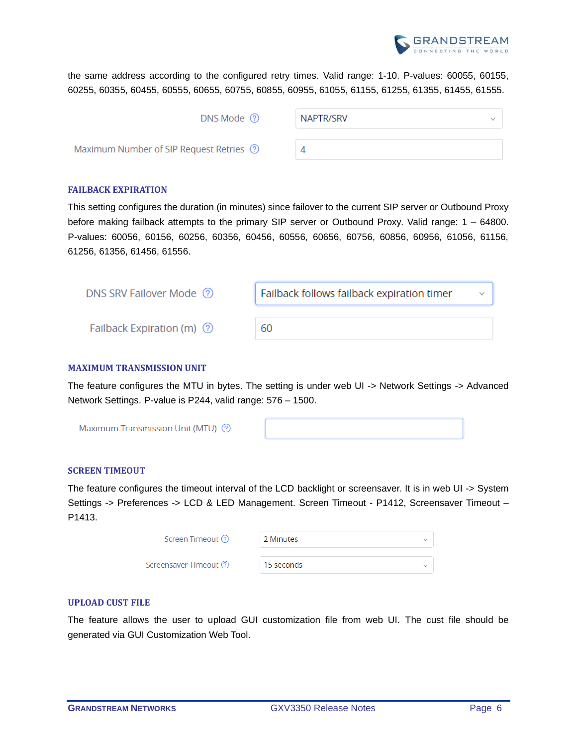the same address according to the configured retry times. Valid range: 1-10. P-values: 60055, 60155, 60255, 60355, 60455, 60555, 60655, 60755, 60855, 60955, 61055, 61155, 61255, 61355, 61455, 61555.

| | |
|---|---|
| DNS Mode | NAPTR/SRV |
| Maximum Number of SIP Request Retries | 4 |

## FAILBACK EXPIRATION

This setting configures the duration (in minutes) since failover to the current SIP server or Outbound Proxy before making failback attempts to the primary SIP server or Outbound Proxy. Valid range: 1 – 64800. P-values: 60056, 60156, 60256, 60356, 60456, 60556, 60656, 60756, 60856, 60956, 61056, 61156, 61256, 61356, 61456, 61556.

| | |
|---|---|
| DNS SRV Failover Mode | Failback follows failback expiration timer |
| Failback Expiration (m) | 60 |

## MAXIMUM TRANSMISSION UNIT

The feature configures the MTU in bytes. The setting is under web UI -> Network Settings -> Advanced Network Settings. P-value is P244, valid range: 576 – 1500.

| | |
|---|---|
| Maximum Transmission Unit (MTU) | |

## SCREEN TIMEOUT

The feature configures the timeout interval of the LCD backlight or screensaver. It is in web UI -> System Settings -> Preferences -> LCD & LED Management. Screen Timeout - P1412, Screensaver Timeout – P1413.

| | |
|---|---|
| Screen Timeout | 2 Minutes |
| Screensaver Timeout | 15 seconds |

## UPLOAD CUST FILE

The feature allows the user to upload GUI customization file from web UI. The cust file should be generated via GUI Customization Web Tool.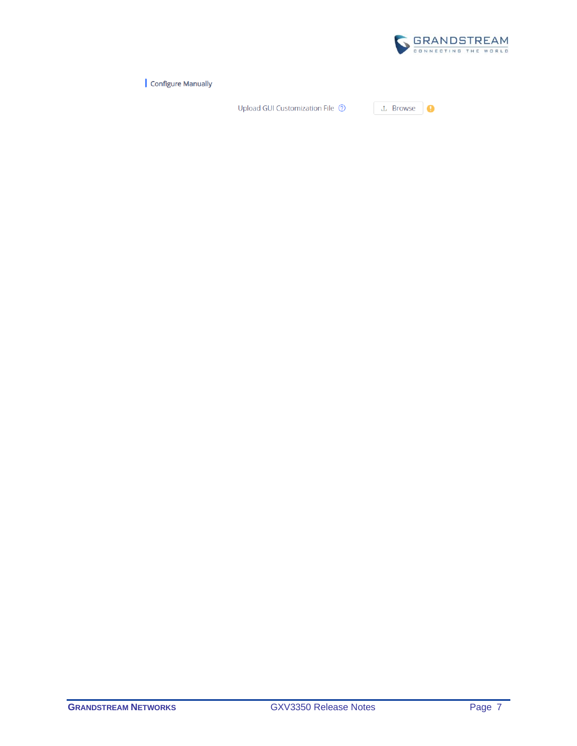Configure Manually

Upload GUI Customization File

Browse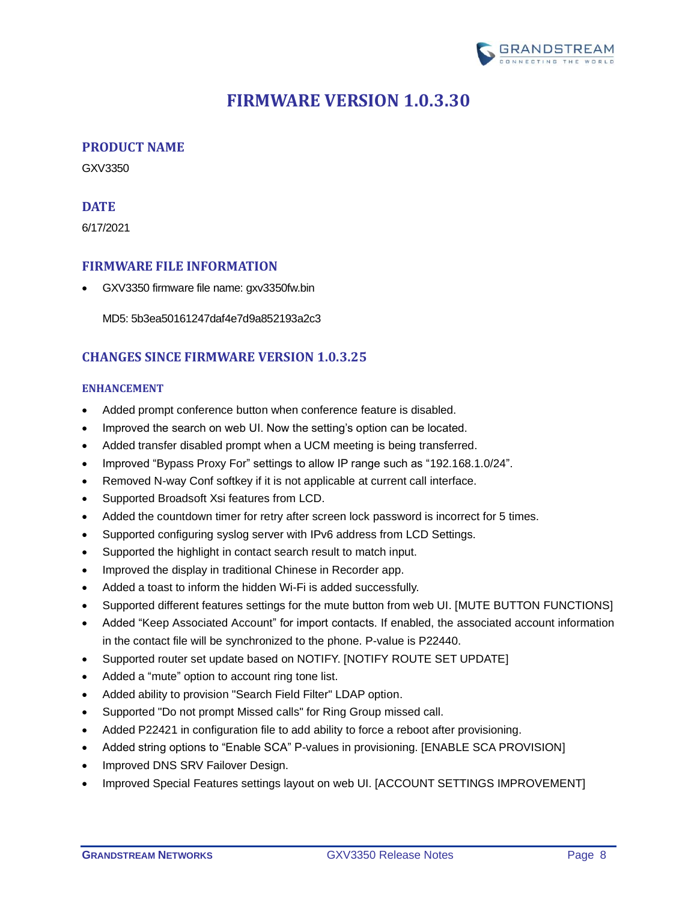# FIRMWARE VERSION 1.0.3.30

## PRODUCT NAME

GXV3350

## DATE

6/17/2021

## FIRMWARE FILE INFORMATION

- GXV3350 firmware file name: gxv3350fw.bin

  MD5: 5b3ea50161247daf4e7d9a852193a2c3

## CHANGES SINCE FIRMWARE VERSION 1.0.3.25

### ENHANCEMENT

- Added prompt conference button when conference feature is disabled.
- Improved the search on web UI. Now the setting's option can be located.
- Added transfer disabled prompt when a UCM meeting is being transferred.
- Improved "Bypass Proxy For" settings to allow IP range such as "192.168.1.0/24".
- Removed N-way Conf softkey if it is not applicable at current call interface.
- Supported Broadsoft Xsi features from LCD.
- Added the countdown timer for retry after screen lock password is incorrect for 5 times.
- Supported configuring syslog server with IPv6 address from LCD Settings.
- Supported the highlight in contact search result to match input.
- Improved the display in traditional Chinese in Recorder app.
- Added a toast to inform the hidden Wi-Fi is added successfully.
- Supported different features settings for the mute button from web UI. [MUTE BUTTON FUNCTIONS]
- Added "Keep Associated Account" for import contacts. If enabled, the associated account information in the contact file will be synchronized to the phone. P-value is P22440.
- Supported router set update based on NOTIFY. [NOTIFY ROUTE SET UPDATE]
- Added a "mute" option to account ring tone list.
- Added ability to provision "Search Field Filter" LDAP option.
- Supported "Do not prompt Missed calls" for Ring Group missed call.
- Added P22421 in configuration file to add ability to force a reboot after provisioning.
- Added string options to "Enable SCA" P-values in provisioning. [ENABLE SCA PROVISION]
- Improved DNS SRV Failover Design.
- Improved Special Features settings layout on web UI. [ACCOUNT SETTINGS IMPROVEMENT]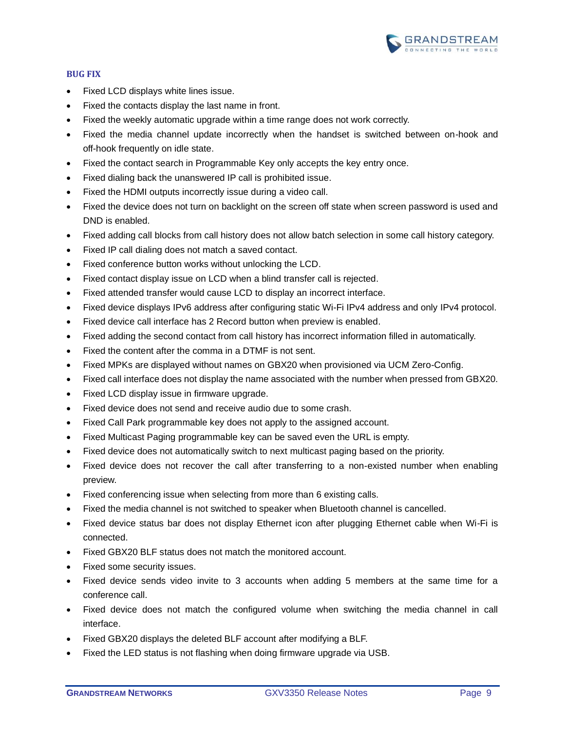### BUG FIX

- Fixed LCD displays white lines issue.
- Fixed the contacts display the last name in front.
- Fixed the weekly automatic upgrade within a time range does not work correctly.
- Fixed the media channel update incorrectly when the handset is switched between on-hook and off-hook frequently on idle state.
- Fixed the contact search in Programmable Key only accepts the key entry once.
- Fixed dialing back the unanswered IP call is prohibited issue.
- Fixed the HDMI outputs incorrectly issue during a video call.
- Fixed the device does not turn on backlight on the screen off state when screen password is used and DND is enabled.
- Fixed adding call blocks from call history does not allow batch selection in some call history category.
- Fixed IP call dialing does not match a saved contact.
- Fixed conference button works without unlocking the LCD.
- Fixed contact display issue on LCD when a blind transfer call is rejected.
- Fixed attended transfer would cause LCD to display an incorrect interface.
- Fixed device displays IPv6 address after configuring static Wi-Fi IPv4 address and only IPv4 protocol.
- Fixed device call interface has 2 Record button when preview is enabled.
- Fixed adding the second contact from call history has incorrect information filled in automatically.
- Fixed the content after the comma in a DTMF is not sent.
- Fixed MPKs are displayed without names on GBX20 when provisioned via UCM Zero-Config.
- Fixed call interface does not display the name associated with the number when pressed from GBX20.
- Fixed LCD display issue in firmware upgrade.
- Fixed device does not send and receive audio due to some crash.
- Fixed Call Park programmable key does not apply to the assigned account.
- Fixed Multicast Paging programmable key can be saved even the URL is empty.
- Fixed device does not automatically switch to next multicast paging based on the priority.
- Fixed device does not recover the call after transferring to a non-existed number when enabling preview.
- Fixed conferencing issue when selecting from more than 6 existing calls.
- Fixed the media channel is not switched to speaker when Bluetooth channel is cancelled.
- Fixed device status bar does not display Ethernet icon after plugging Ethernet cable when Wi-Fi is connected.
- Fixed GBX20 BLF status does not match the monitored account.
- Fixed some security issues.
- Fixed device sends video invite to 3 accounts when adding 5 members at the same time for a conference call.
- Fixed device does not match the configured volume when switching the media channel in call interface.
- Fixed GBX20 displays the deleted BLF account after modifying a BLF.
- Fixed the LED status is not flashing when doing firmware upgrade via USB.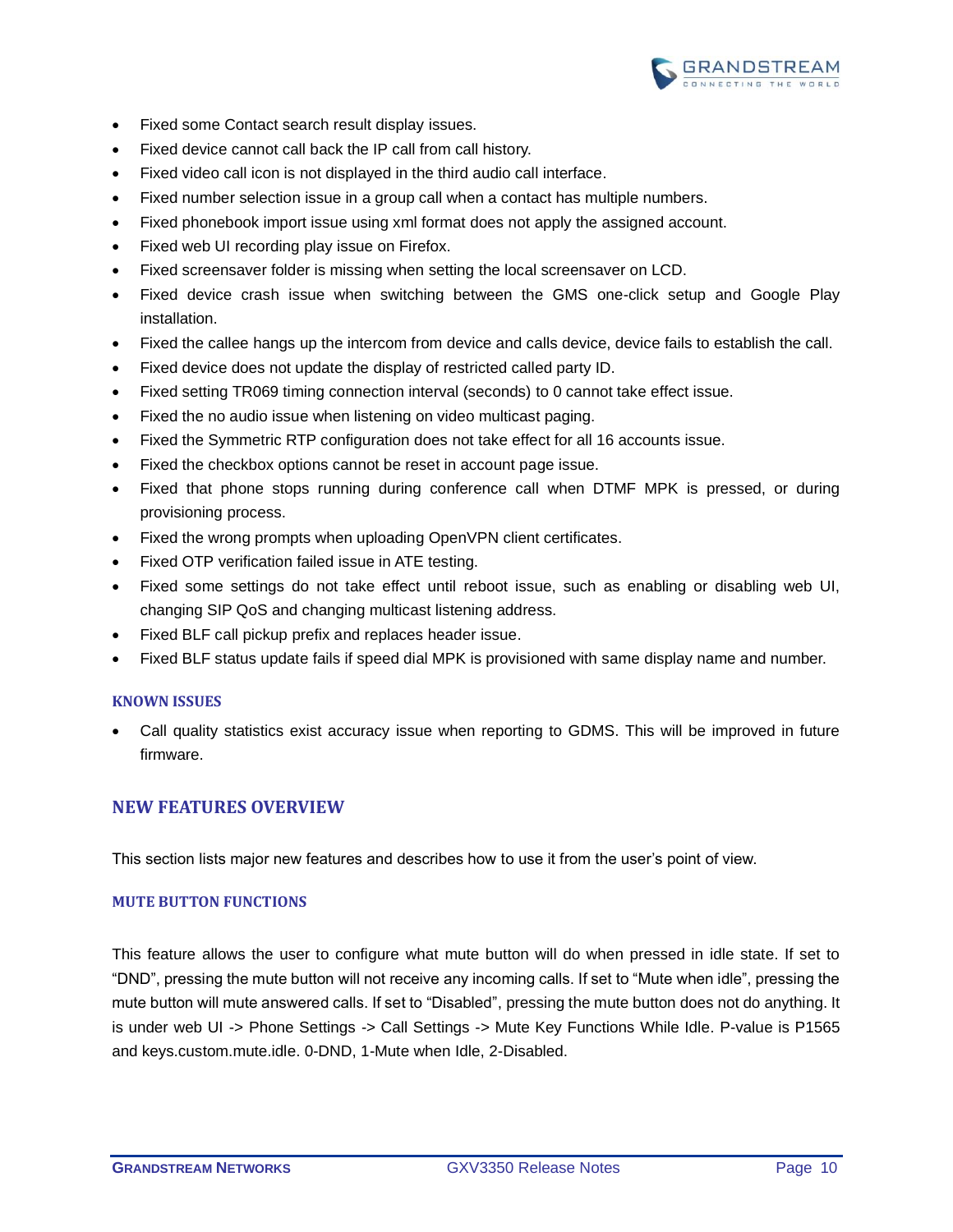- Fixed some Contact search result display issues.
- Fixed device cannot call back the IP call from call history.
- Fixed video call icon is not displayed in the third audio call interface.
- Fixed number selection issue in a group call when a contact has multiple numbers.
- Fixed phonebook import issue using xml format does not apply the assigned account.
- Fixed web UI recording play issue on Firefox.
- Fixed screensaver folder is missing when setting the local screensaver on LCD.
- Fixed device crash issue when switching between the GMS one-click setup and Google Play installation.
- Fixed the callee hangs up the intercom from device and calls device, device fails to establish the call.
- Fixed device does not update the display of restricted called party ID.
- Fixed setting TR069 timing connection interval (seconds) to 0 cannot take effect issue.
- Fixed the no audio issue when listening on video multicast paging.
- Fixed the Symmetric RTP configuration does not take effect for all 16 accounts issue.
- Fixed the checkbox options cannot be reset in account page issue.
- Fixed that phone stops running during conference call when DTMF MPK is pressed, or during provisioning process.
- Fixed the wrong prompts when uploading OpenVPN client certificates.
- Fixed OTP verification failed issue in ATE testing.
- Fixed some settings do not take effect until reboot issue, such as enabling or disabling web UI, changing SIP QoS and changing multicast listening address.
- Fixed BLF call pickup prefix and replaces header issue.
- Fixed BLF status update fails if speed dial MPK is provisioned with same display name and number.

### KNOWN ISSUES

- Call quality statistics exist accuracy issue when reporting to GDMS. This will be improved in future firmware.

## NEW FEATURES OVERVIEW

This section lists major new features and describes how to use it from the user's point of view.

### MUTE BUTTON FUNCTIONS

This feature allows the user to configure what mute button will do when pressed in idle state. If set to "DND", pressing the mute button will not receive any incoming calls. If set to "Mute when idle", pressing the mute button will mute answered calls. If set to "Disabled", pressing the mute button does not do anything. It is under web UI -> Phone Settings -> Call Settings -> Mute Key Functions While Idle. P-value is P1565 and keys.custom.mute.idle. 0-DND, 1-Mute when Idle, 2-Disabled.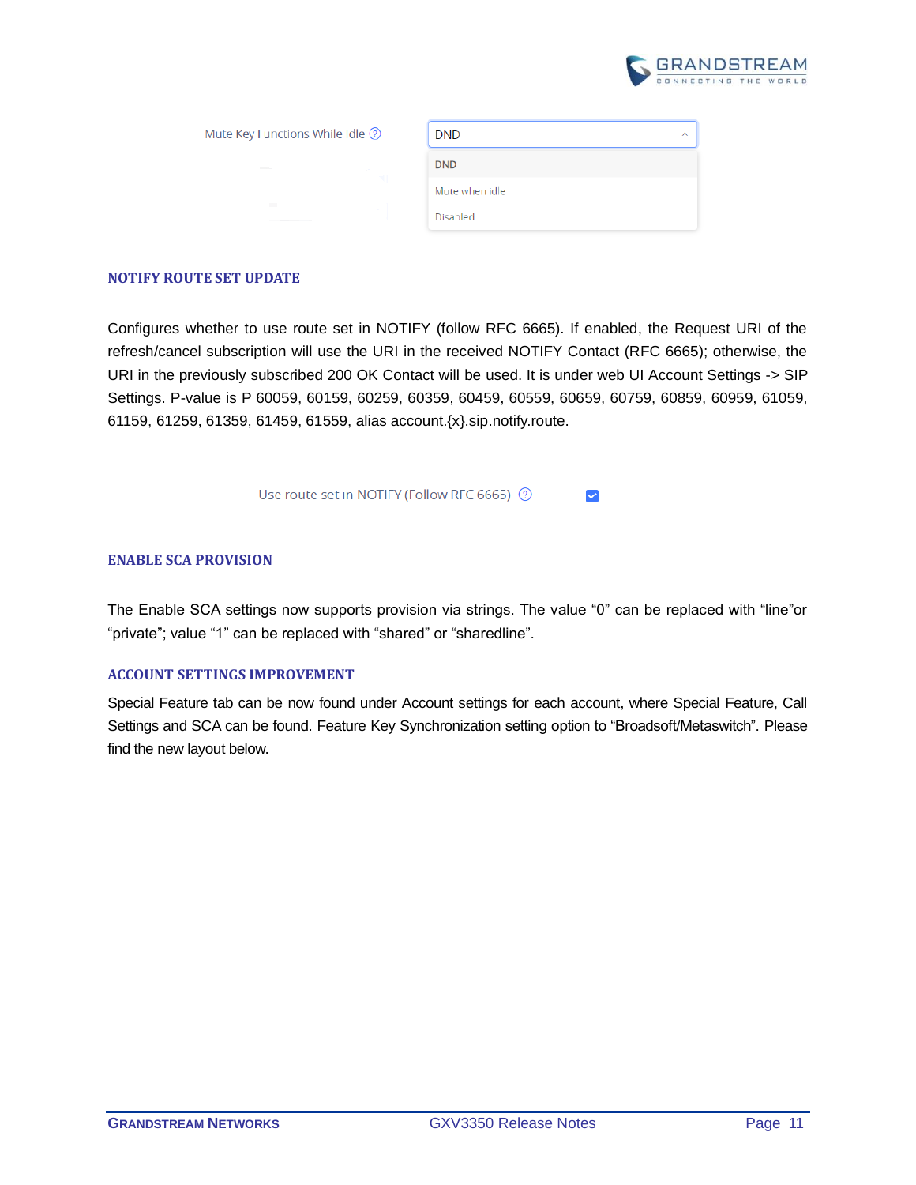Mute Key Functions While Idle

DND

- DND
- Mute when idle
- Disabled

## NOTIFY ROUTE SET UPDATE

Configures whether to use route set in NOTIFY (follow RFC 6665). If enabled, the Request URI of the refresh/cancel subscription will use the URI in the received NOTIFY Contact (RFC 6665); otherwise, the URI in the previously subscribed 200 OK Contact will be used. It is under web UI Account Settings -> SIP Settings. P-value is P 60059, 60159, 60259, 60359, 60459, 60559, 60659, 60759, 60859, 60959, 61059, 61159, 61259, 61359, 61459, 61559, alias account.{x}.sip.notify.route.

Use route set in NOTIFY (Follow RFC 6665) ☑

## ENABLE SCA PROVISION

The Enable SCA settings now supports provision via strings. The value "0" can be replaced with "line"or "private"; value "1" can be replaced with "shared" or "sharedline".

## ACCOUNT SETTINGS IMPROVEMENT

Special Feature tab can be now found under Account settings for each account, where Special Feature, Call Settings and SCA can be found. Feature Key Synchronization setting option to "Broadsoft/Metaswitch". Please find the new layout below.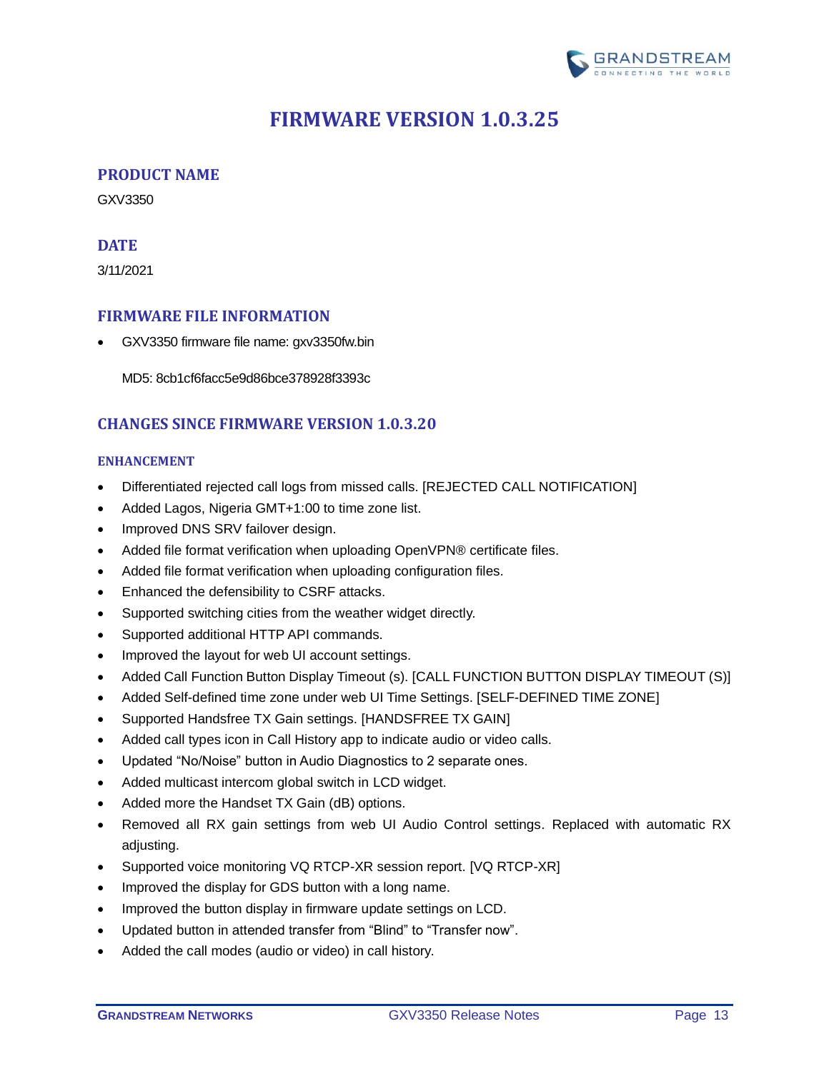# FIRMWARE VERSION 1.0.3.25

## PRODUCT NAME

GXV3350

## DATE

3/11/2021

## FIRMWARE FILE INFORMATION

- GXV3350 firmware file name: gxv3350fw.bin

  MD5: 8cb1cf6facc5e9d86bce378928f3393c

## CHANGES SINCE FIRMWARE VERSION 1.0.3.20

### ENHANCEMENT

- Differentiated rejected call logs from missed calls. [REJECTED CALL NOTIFICATION]
- Added Lagos, Nigeria GMT+1:00 to time zone list.
- Improved DNS SRV failover design.
- Added file format verification when uploading OpenVPN® certificate files.
- Added file format verification when uploading configuration files.
- Enhanced the defensibility to CSRF attacks.
- Supported switching cities from the weather widget directly.
- Supported additional HTTP API commands.
- Improved the layout for web UI account settings.
- Added Call Function Button Display Timeout (s). [CALL FUNCTION BUTTON DISPLAY TIMEOUT (S)]
- Added Self-defined time zone under web UI Time Settings. [SELF-DEFINED TIME ZONE]
- Supported Handsfree TX Gain settings. [HANDSFREE TX GAIN]
- Added call types icon in Call History app to indicate audio or video calls.
- Updated "No/Noise" button in Audio Diagnostics to 2 separate ones.
- Added multicast intercom global switch in LCD widget.
- Added more the Handset TX Gain (dB) options.
- Removed all RX gain settings from web UI Audio Control settings. Replaced with automatic RX adjusting.
- Supported voice monitoring VQ RTCP-XR session report. [VQ RTCP-XR]
- Improved the display for GDS button with a long name.
- Improved the button display in firmware update settings on LCD.
- Updated button in attended transfer from "Blind" to "Transfer now".
- Added the call modes (audio or video) in call history.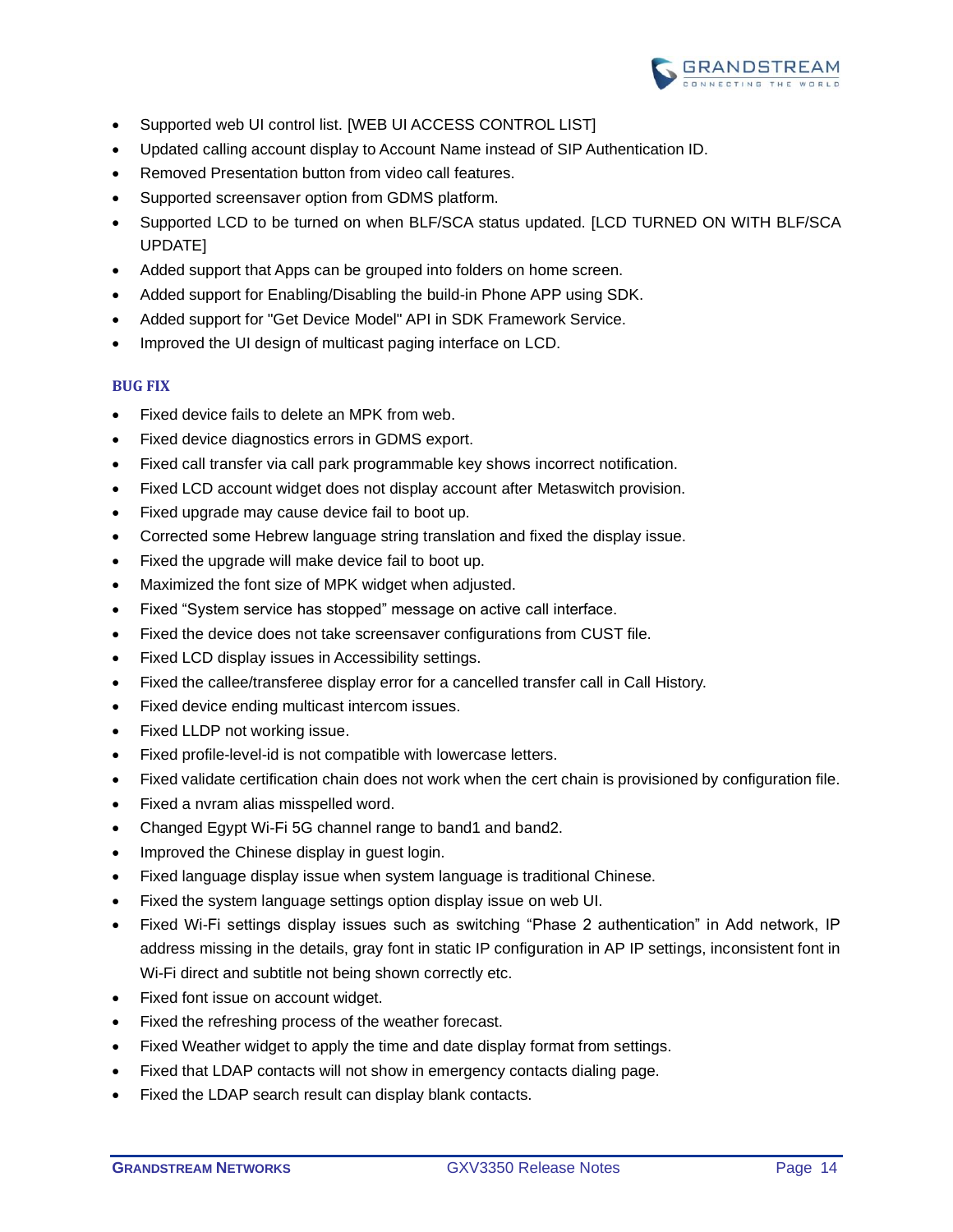- Supported web UI control list. [WEB UI ACCESS CONTROL LIST]
- Updated calling account display to Account Name instead of SIP Authentication ID.
- Removed Presentation button from video call features.
- Supported screensaver option from GDMS platform.
- Supported LCD to be turned on when BLF/SCA status updated. [LCD TURNED ON WITH BLF/SCA UPDATE]
- Added support that Apps can be grouped into folders on home screen.
- Added support for Enabling/Disabling the build-in Phone APP using SDK.
- Added support for "Get Device Model" API in SDK Framework Service.
- Improved the UI design of multicast paging interface on LCD.

#### BUG FIX

- Fixed device fails to delete an MPK from web.
- Fixed device diagnostics errors in GDMS export.
- Fixed call transfer via call park programmable key shows incorrect notification.
- Fixed LCD account widget does not display account after Metaswitch provision.
- Fixed upgrade may cause device fail to boot up.
- Corrected some Hebrew language string translation and fixed the display issue.
- Fixed the upgrade will make device fail to boot up.
- Maximized the font size of MPK widget when adjusted.
- Fixed "System service has stopped" message on active call interface.
- Fixed the device does not take screensaver configurations from CUST file.
- Fixed LCD display issues in Accessibility settings.
- Fixed the callee/transferee display error for a cancelled transfer call in Call History.
- Fixed device ending multicast intercom issues.
- Fixed LLDP not working issue.
- Fixed profile-level-id is not compatible with lowercase letters.
- Fixed validate certification chain does not work when the cert chain is provisioned by configuration file.
- Fixed a nvram alias misspelled word.
- Changed Egypt Wi-Fi 5G channel range to band1 and band2.
- Improved the Chinese display in guest login.
- Fixed language display issue when system language is traditional Chinese.
- Fixed the system language settings option display issue on web UI.
- Fixed Wi-Fi settings display issues such as switching "Phase 2 authentication" in Add network, IP address missing in the details, gray font in static IP configuration in AP IP settings, inconsistent font in Wi-Fi direct and subtitle not being shown correctly etc.
- Fixed font issue on account widget.
- Fixed the refreshing process of the weather forecast.
- Fixed Weather widget to apply the time and date display format from settings.
- Fixed that LDAP contacts will not show in emergency contacts dialing page.
- Fixed the LDAP search result can display blank contacts.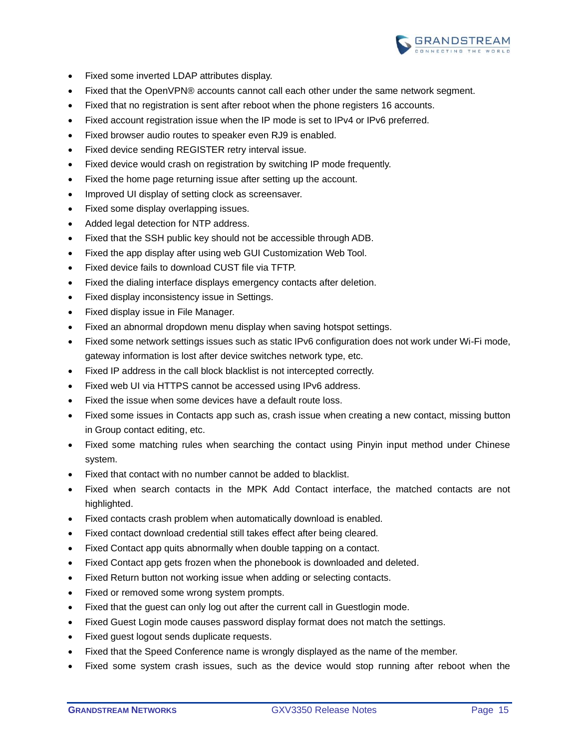- Fixed some inverted LDAP attributes display.
- Fixed that the OpenVPN® accounts cannot call each other under the same network segment.
- Fixed that no registration is sent after reboot when the phone registers 16 accounts.
- Fixed account registration issue when the IP mode is set to IPv4 or IPv6 preferred.
- Fixed browser audio routes to speaker even RJ9 is enabled.
- Fixed device sending REGISTER retry interval issue.
- Fixed device would crash on registration by switching IP mode frequently.
- Fixed the home page returning issue after setting up the account.
- Improved UI display of setting clock as screensaver.
- Fixed some display overlapping issues.
- Added legal detection for NTP address.
- Fixed that the SSH public key should not be accessible through ADB.
- Fixed the app display after using web GUI Customization Web Tool.
- Fixed device fails to download CUST file via TFTP.
- Fixed the dialing interface displays emergency contacts after deletion.
- Fixed display inconsistency issue in Settings.
- Fixed display issue in File Manager.
- Fixed an abnormal dropdown menu display when saving hotspot settings.
- Fixed some network settings issues such as static IPv6 configuration does not work under Wi-Fi mode, gateway information is lost after device switches network type, etc.
- Fixed IP address in the call block blacklist is not intercepted correctly.
- Fixed web UI via HTTPS cannot be accessed using IPv6 address.
- Fixed the issue when some devices have a default route loss.
- Fixed some issues in Contacts app such as, crash issue when creating a new contact, missing button in Group contact editing, etc.
- Fixed some matching rules when searching the contact using Pinyin input method under Chinese system.
- Fixed that contact with no number cannot be added to blacklist.
- Fixed when search contacts in the MPK Add Contact interface, the matched contacts are not highlighted.
- Fixed contacts crash problem when automatically download is enabled.
- Fixed contact download credential still takes effect after being cleared.
- Fixed Contact app quits abnormally when double tapping on a contact.
- Fixed Contact app gets frozen when the phonebook is downloaded and deleted.
- Fixed Return button not working issue when adding or selecting contacts.
- Fixed or removed some wrong system prompts.
- Fixed that the guest can only log out after the current call in Guestlogin mode.
- Fixed Guest Login mode causes password display format does not match the settings.
- Fixed guest logout sends duplicate requests.
- Fixed that the Speed Conference name is wrongly displayed as the name of the member.
- Fixed some system crash issues, such as the device would stop running after reboot when the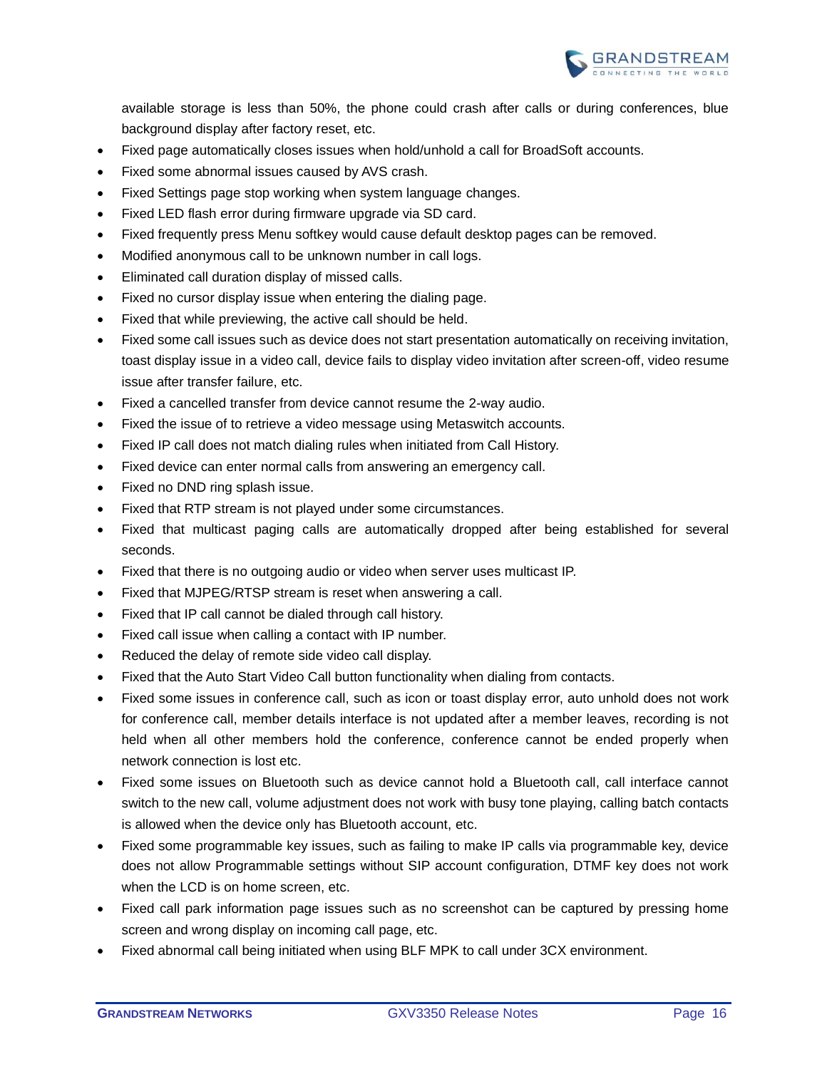available storage is less than 50%, the phone could crash after calls or during conferences, blue background display after factory reset, etc.

- Fixed page automatically closes issues when hold/unhold a call for BroadSoft accounts.
- Fixed some abnormal issues caused by AVS crash.
- Fixed Settings page stop working when system language changes.
- Fixed LED flash error during firmware upgrade via SD card.
- Fixed frequently press Menu softkey would cause default desktop pages can be removed.
- Modified anonymous call to be unknown number in call logs.
- Eliminated call duration display of missed calls.
- Fixed no cursor display issue when entering the dialing page.
- Fixed that while previewing, the active call should be held.
- Fixed some call issues such as device does not start presentation automatically on receiving invitation, toast display issue in a video call, device fails to display video invitation after screen-off, video resume issue after transfer failure, etc.
- Fixed a cancelled transfer from device cannot resume the 2-way audio.
- Fixed the issue of to retrieve a video message using Metaswitch accounts.
- Fixed IP call does not match dialing rules when initiated from Call History.
- Fixed device can enter normal calls from answering an emergency call.
- Fixed no DND ring splash issue.
- Fixed that RTP stream is not played under some circumstances.
- Fixed that multicast paging calls are automatically dropped after being established for several seconds.
- Fixed that there is no outgoing audio or video when server uses multicast IP.
- Fixed that MJPEG/RTSP stream is reset when answering a call.
- Fixed that IP call cannot be dialed through call history.
- Fixed call issue when calling a contact with IP number.
- Reduced the delay of remote side video call display.
- Fixed that the Auto Start Video Call button functionality when dialing from contacts.
- Fixed some issues in conference call, such as icon or toast display error, auto unhold does not work for conference call, member details interface is not updated after a member leaves, recording is not held when all other members hold the conference, conference cannot be ended properly when network connection is lost etc.
- Fixed some issues on Bluetooth such as device cannot hold a Bluetooth call, call interface cannot switch to the new call, volume adjustment does not work with busy tone playing, calling batch contacts is allowed when the device only has Bluetooth account, etc.
- Fixed some programmable key issues, such as failing to make IP calls via programmable key, device does not allow Programmable settings without SIP account configuration, DTMF key does not work when the LCD is on home screen, etc.
- Fixed call park information page issues such as no screenshot can be captured by pressing home screen and wrong display on incoming call page, etc.
- Fixed abnormal call being initiated when using BLF MPK to call under 3CX environment.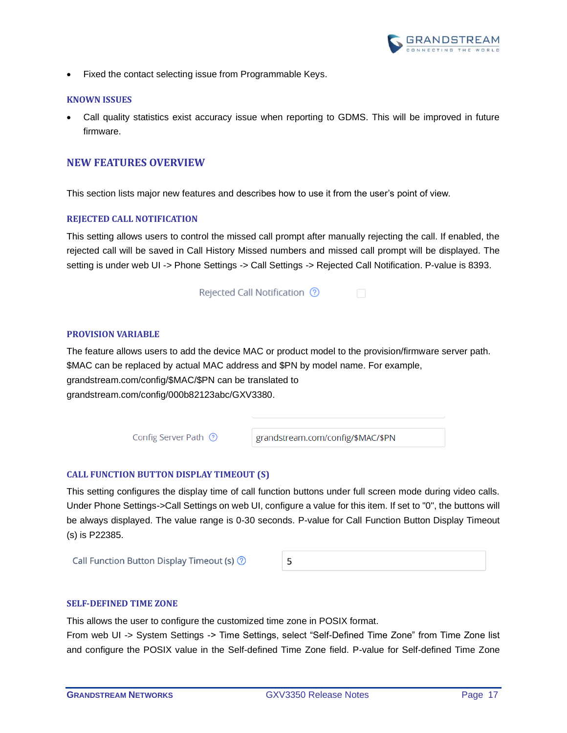- Fixed the contact selecting issue from Programmable Keys.

### KNOWN ISSUES

- Call quality statistics exist accuracy issue when reporting to GDMS. This will be improved in future firmware.

## NEW FEATURES OVERVIEW

This section lists major new features and describes how to use it from the user's point of view.

### REJECTED CALL NOTIFICATION

This setting allows users to control the missed call prompt after manually rejecting the call. If enabled, the rejected call will be saved in Call History Missed numbers and missed call prompt will be displayed. The setting is under web UI -> Phone Settings -> Call Settings -> Rejected Call Notification. P-value is 8393.

Rejected Call Notification ☐

### PROVISION VARIABLE

The feature allows users to add the device MAC or product model to the provision/firmware server path. $MAC can be replaced by actual MAC address and $PN by model name. For example, grandstream.com/config/$MAC/$PN can be translated to grandstream.com/config/000b82123abc/GXV3380.

Config Server Path: grandstream.com/config/$MAC/$PN

### CALL FUNCTION BUTTON DISPLAY TIMEOUT (S)

This setting configures the display time of call function buttons under full screen mode during video calls. Under Phone Settings->Call Settings on web UI, configure a value for this item. If set to "0", the buttons will be always displayed. The value range is 0-30 seconds. P-value for Call Function Button Display Timeout (s) is P22385.

Call Function Button Display Timeout (s): 5

### SELF-DEFINED TIME ZONE

This allows the user to configure the customized time zone in POSIX format.
From web UI -> System Settings -> Time Settings, select "Self-Defined Time Zone" from Time Zone list and configure the POSIX value in the Self-defined Time Zone field. P-value for Self-defined Time Zone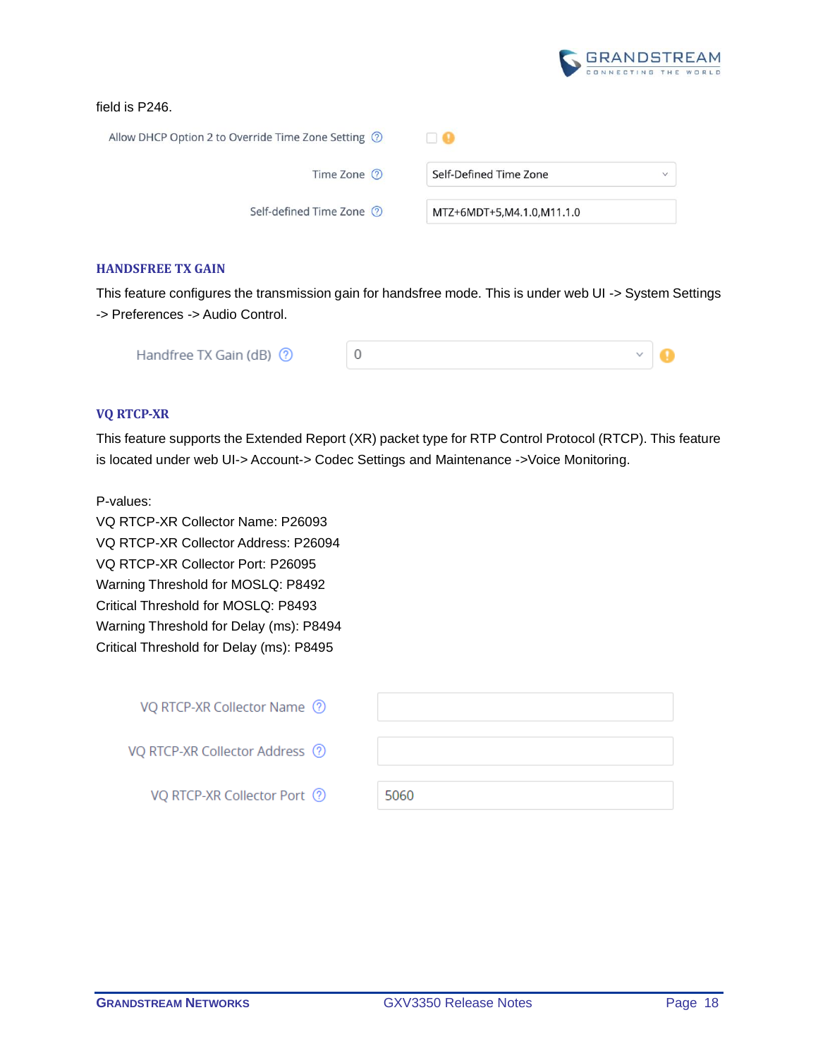field is P246.

| | |
|---|---|
| Allow DHCP Option 2 to Override Time Zone Setting | ☐ |
| Time Zone | Self-Defined Time Zone |
| Self-defined Time Zone | MTZ+6MDT+5,M4.1.0,M11.1.0 |

### HANDSFREE TX GAIN

This feature configures the transmission gain for handsfree mode. This is under web UI -> System Settings -> Preferences -> Audio Control.

| | |
|---|---|
| Handfree TX Gain (dB) | 0 |

### VQ RTCP-XR

This feature supports the Extended Report (XR) packet type for RTP Control Protocol (RTCP). This feature is located under web UI-> Account-> Codec Settings and Maintenance ->Voice Monitoring.

P-values:
VQ RTCP-XR Collector Name: P26093
VQ RTCP-XR Collector Address: P26094
VQ RTCP-XR Collector Port: P26095
Warning Threshold for MOSLQ: P8492
Critical Threshold for MOSLQ: P8493
Warning Threshold for Delay (ms): P8494
Critical Threshold for Delay (ms): P8495

| | |
|---|---|
| VQ RTCP-XR Collector Name | |
| VQ RTCP-XR Collector Address | |
| VQ RTCP-XR Collector Port | 5060 |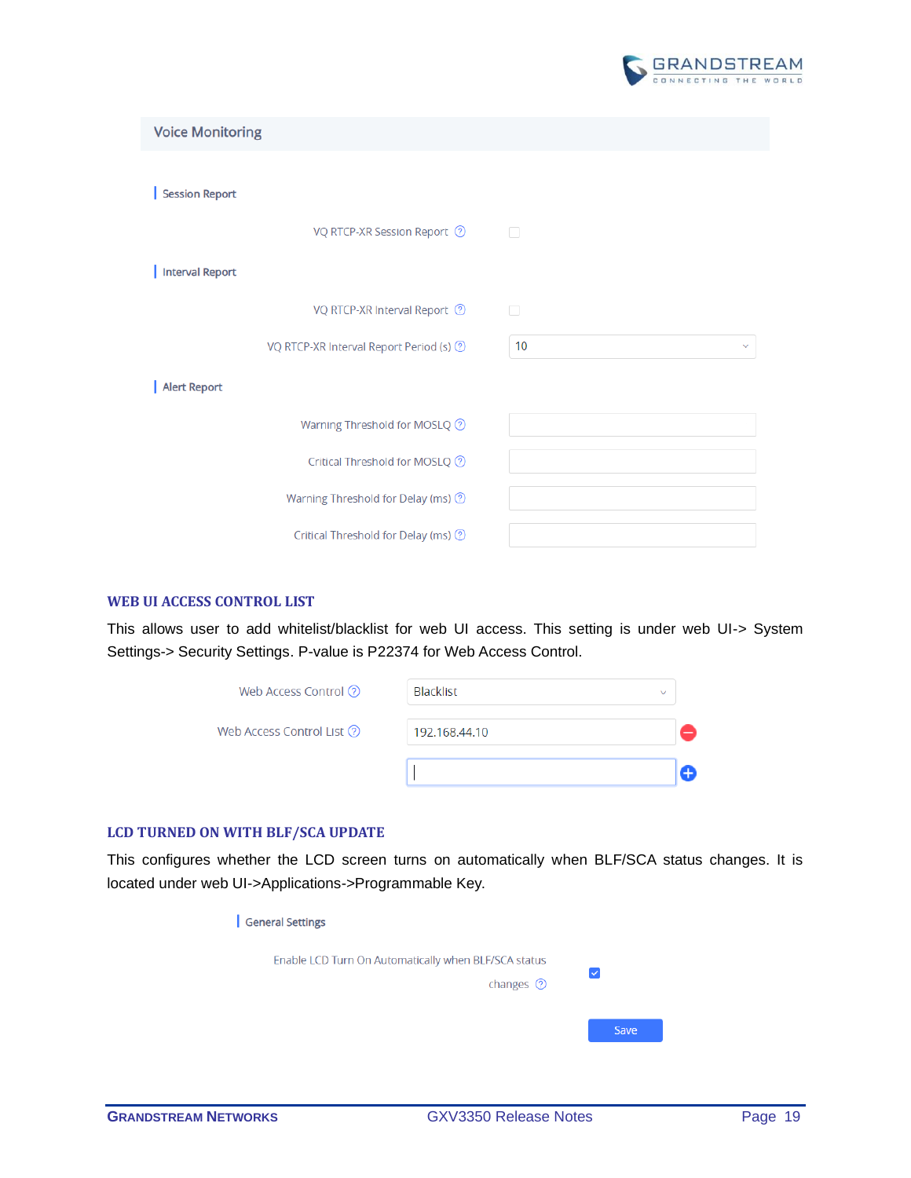Voice Monitoring

Session Report

VQ RTCP-XR Session Report

Interval Report

VQ RTCP-XR Interval Report

VQ RTCP-XR Interval Report Period (s) 10

Alert Report

Warning Threshold for MOSLQ

Critical Threshold for MOSLQ

Warning Threshold for Delay (ms)

Critical Threshold for Delay (ms)

## WEB UI ACCESS CONTROL LIST

This allows user to add whitelist/blacklist for web UI access. This setting is under web UI-> System Settings-> Security Settings. P-value is P22374 for Web Access Control.

Web Access Control: Blacklist

Web Access Control List: 192.168.44.10

## LCD TURNED ON WITH BLF/SCA UPDATE

This configures whether the LCD screen turns on automatically when BLF/SCA status changes. It is located under web UI->Applications->Programmable Key.

General Settings

Enable LCD Turn On Automatically when BLF/SCA status changes

Save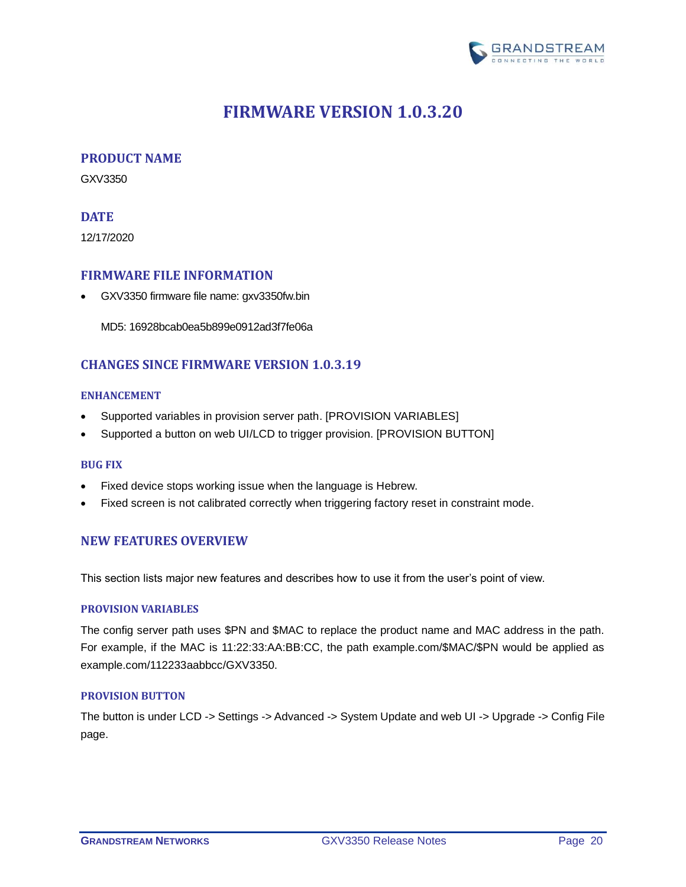# FIRMWARE VERSION 1.0.3.20

## PRODUCT NAME

GXV3350

## DATE

12/17/2020

## FIRMWARE FILE INFORMATION

- GXV3350 firmware file name: gxv3350fw.bin

  MD5: 16928bcab0ea5b899e0912ad3f7fe06a

## CHANGES SINCE FIRMWARE VERSION 1.0.3.19

### ENHANCEMENT

- Supported variables in provision server path. [PROVISION VARIABLES]
- Supported a button on web UI/LCD to trigger provision. [PROVISION BUTTON]

### BUG FIX

- Fixed device stops working issue when the language is Hebrew.
- Fixed screen is not calibrated correctly when triggering factory reset in constraint mode.

## NEW FEATURES OVERVIEW

This section lists major new features and describes how to use it from the user's point of view.

### PROVISION VARIABLES

The config server path uses $PN and $MAC to replace the product name and MAC address in the path. For example, if the MAC is 11:22:33:AA:BB:CC, the path example.com/$MAC/$PN would be applied as example.com/112233aabbcc/GXV3350.

### PROVISION BUTTON

The button is under LCD -> Settings -> Advanced -> System Update and web UI -> Upgrade -> Config File page.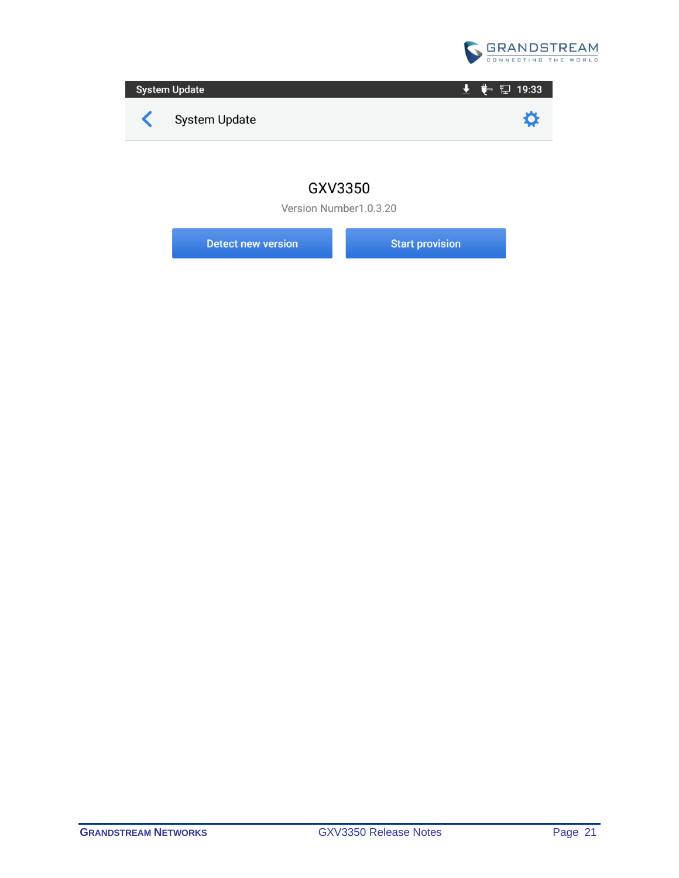System Update 19:33

System Update

GXV3350

Version Number1.0.3.20

Detect new version

Start provision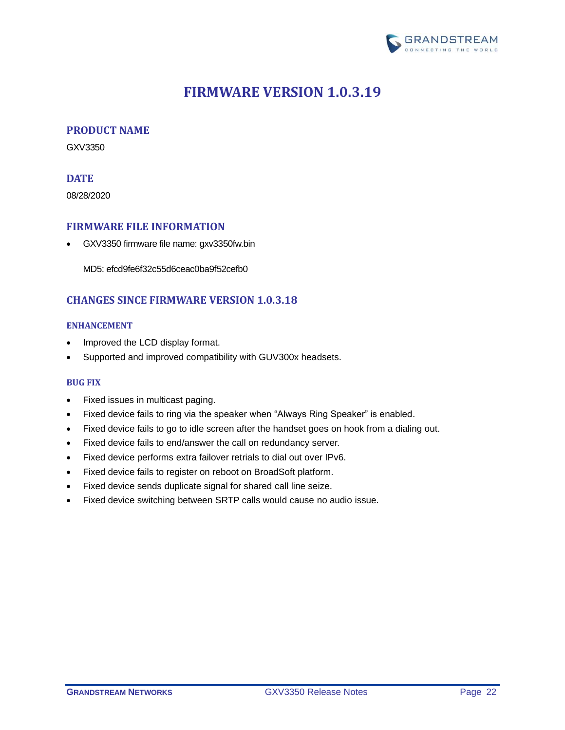# FIRMWARE VERSION 1.0.3.19

## PRODUCT NAME

GXV3350

## DATE

08/28/2020

## FIRMWARE FILE INFORMATION

- GXV3350 firmware file name: gxv3350fw.bin

  MD5: efcd9fe6f32c55d6ceac0ba9f52cefb0

## CHANGES SINCE FIRMWARE VERSION 1.0.3.18

### ENHANCEMENT

- Improved the LCD display format.
- Supported and improved compatibility with GUV300x headsets.

### BUG FIX

- Fixed issues in multicast paging.
- Fixed device fails to ring via the speaker when "Always Ring Speaker" is enabled.
- Fixed device fails to go to idle screen after the handset goes on hook from a dialing out.
- Fixed device fails to end/answer the call on redundancy server.
- Fixed device performs extra failover retrials to dial out over IPv6.
- Fixed device fails to register on reboot on BroadSoft platform.
- Fixed device sends duplicate signal for shared call line seize.
- Fixed device switching between SRTP calls would cause no audio issue.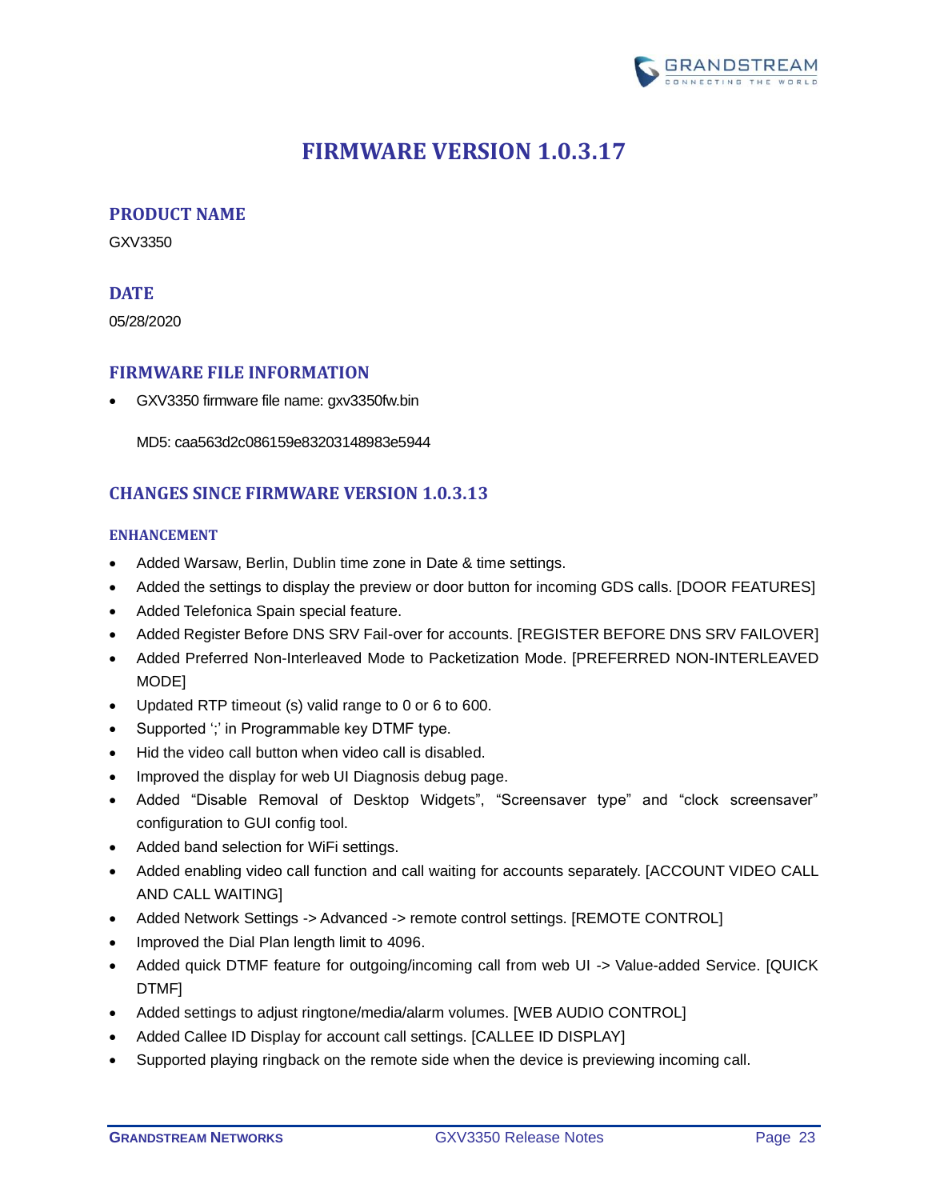# FIRMWARE VERSION 1.0.3.17

## PRODUCT NAME

GXV3350

## DATE

05/28/2020

## FIRMWARE FILE INFORMATION

- GXV3350 firmware file name: gxv3350fw.bin

  MD5: caa563d2c086159e83203148983e5944

## CHANGES SINCE FIRMWARE VERSION 1.0.3.13

### ENHANCEMENT

- Added Warsaw, Berlin, Dublin time zone in Date & time settings.
- Added the settings to display the preview or door button for incoming GDS calls. [DOOR FEATURES]
- Added Telefonica Spain special feature.
- Added Register Before DNS SRV Fail-over for accounts. [REGISTER BEFORE DNS SRV FAILOVER]
- Added Preferred Non-Interleaved Mode to Packetization Mode. [PREFERRED NON-INTERLEAVED MODE]
- Updated RTP timeout (s) valid range to 0 or 6 to 600.
- Supported ';' in Programmable key DTMF type.
- Hid the video call button when video call is disabled.
- Improved the display for web UI Diagnosis debug page.
- Added "Disable Removal of Desktop Widgets", "Screensaver type" and "clock screensaver" configuration to GUI config tool.
- Added band selection for WiFi settings.
- Added enabling video call function and call waiting for accounts separately. [ACCOUNT VIDEO CALL AND CALL WAITING]
- Added Network Settings -> Advanced -> remote control settings. [REMOTE CONTROL]
- Improved the Dial Plan length limit to 4096.
- Added quick DTMF feature for outgoing/incoming call from web UI -> Value-added Service. [QUICK DTMF]
- Added settings to adjust ringtone/media/alarm volumes. [WEB AUDIO CONTROL]
- Added Callee ID Display for account call settings. [CALLEE ID DISPLAY]
- Supported playing ringback on the remote side when the device is previewing incoming call.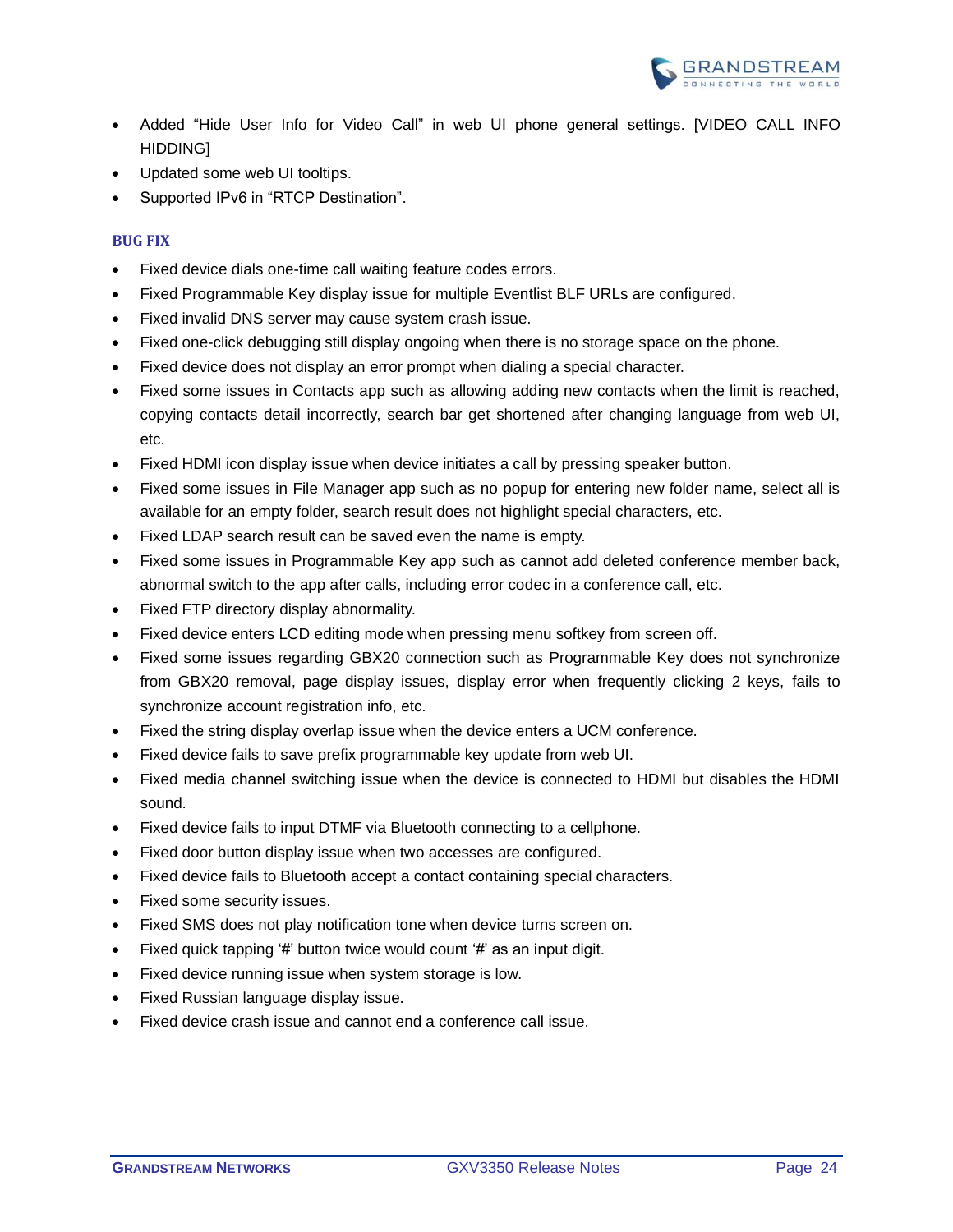- Added "Hide User Info for Video Call" in web UI phone general settings. [VIDEO CALL INFO HIDDING]
- Updated some web UI tooltips.
- Supported IPv6 in "RTCP Destination".

### BUG FIX

- Fixed device dials one-time call waiting feature codes errors.
- Fixed Programmable Key display issue for multiple Eventlist BLF URLs are configured.
- Fixed invalid DNS server may cause system crash issue.
- Fixed one-click debugging still display ongoing when there is no storage space on the phone.
- Fixed device does not display an error prompt when dialing a special character.
- Fixed some issues in Contacts app such as allowing adding new contacts when the limit is reached, copying contacts detail incorrectly, search bar get shortened after changing language from web UI, etc.
- Fixed HDMI icon display issue when device initiates a call by pressing speaker button.
- Fixed some issues in File Manager app such as no popup for entering new folder name, select all is available for an empty folder, search result does not highlight special characters, etc.
- Fixed LDAP search result can be saved even the name is empty.
- Fixed some issues in Programmable Key app such as cannot add deleted conference member back, abnormal switch to the app after calls, including error codec in a conference call, etc.
- Fixed FTP directory display abnormality.
- Fixed device enters LCD editing mode when pressing menu softkey from screen off.
- Fixed some issues regarding GBX20 connection such as Programmable Key does not synchronize from GBX20 removal, page display issues, display error when frequently clicking 2 keys, fails to synchronize account registration info, etc.
- Fixed the string display overlap issue when the device enters a UCM conference.
- Fixed device fails to save prefix programmable key update from web UI.
- Fixed media channel switching issue when the device is connected to HDMI but disables the HDMI sound.
- Fixed device fails to input DTMF via Bluetooth connecting to a cellphone.
- Fixed door button display issue when two accesses are configured.
- Fixed device fails to Bluetooth accept a contact containing special characters.
- Fixed some security issues.
- Fixed SMS does not play notification tone when device turns screen on.
- Fixed quick tapping '#' button twice would count '#' as an input digit.
- Fixed device running issue when system storage is low.
- Fixed Russian language display issue.
- Fixed device crash issue and cannot end a conference call issue.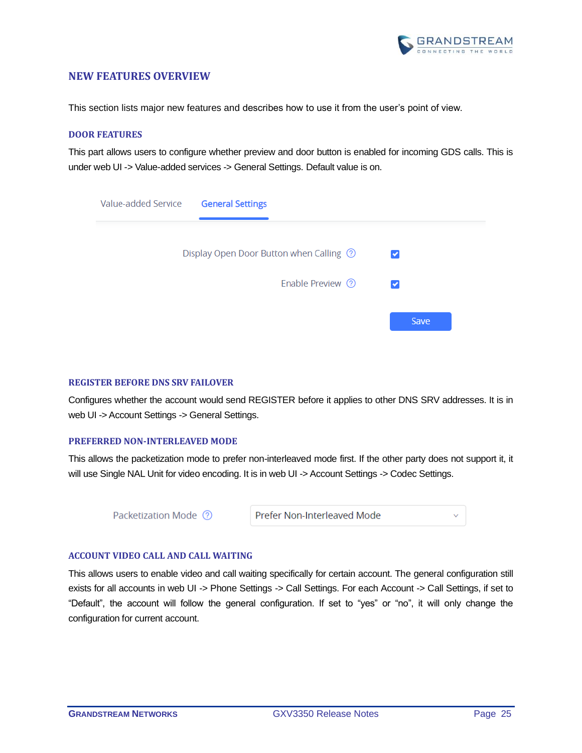## NEW FEATURES OVERVIEW

This section lists major new features and describes how to use it from the user's point of view.

### DOOR FEATURES

This part allows users to configure whether preview and door button is enabled for incoming GDS calls. This is under web UI -> Value-added services -> General Settings. Default value is on.

Value-added Service | **General Settings**

Display Open Door Button when Calling ☑

Enable Preview ☑

Save

### REGISTER BEFORE DNS SRV FAILOVER

Configures whether the account would send REGISTER before it applies to other DNS SRV addresses. It is in web UI -> Account Settings -> General Settings.

### PREFERRED NON-INTERLEAVED MODE

This allows the packetization mode to prefer non-interleaved mode first. If the other party does not support it, it will use Single NAL Unit for video encoding. It is in web UI -> Account Settings -> Codec Settings.

Packetization Mode: Prefer Non-Interleaved Mode

### ACCOUNT VIDEO CALL AND CALL WAITING

This allows users to enable video and call waiting specifically for certain account. The general configuration still exists for all accounts in web UI -> Phone Settings -> Call Settings. For each Account -> Call Settings, if set to "Default", the account will follow the general configuration. If set to "yes" or "no", it will only change the configuration for current account.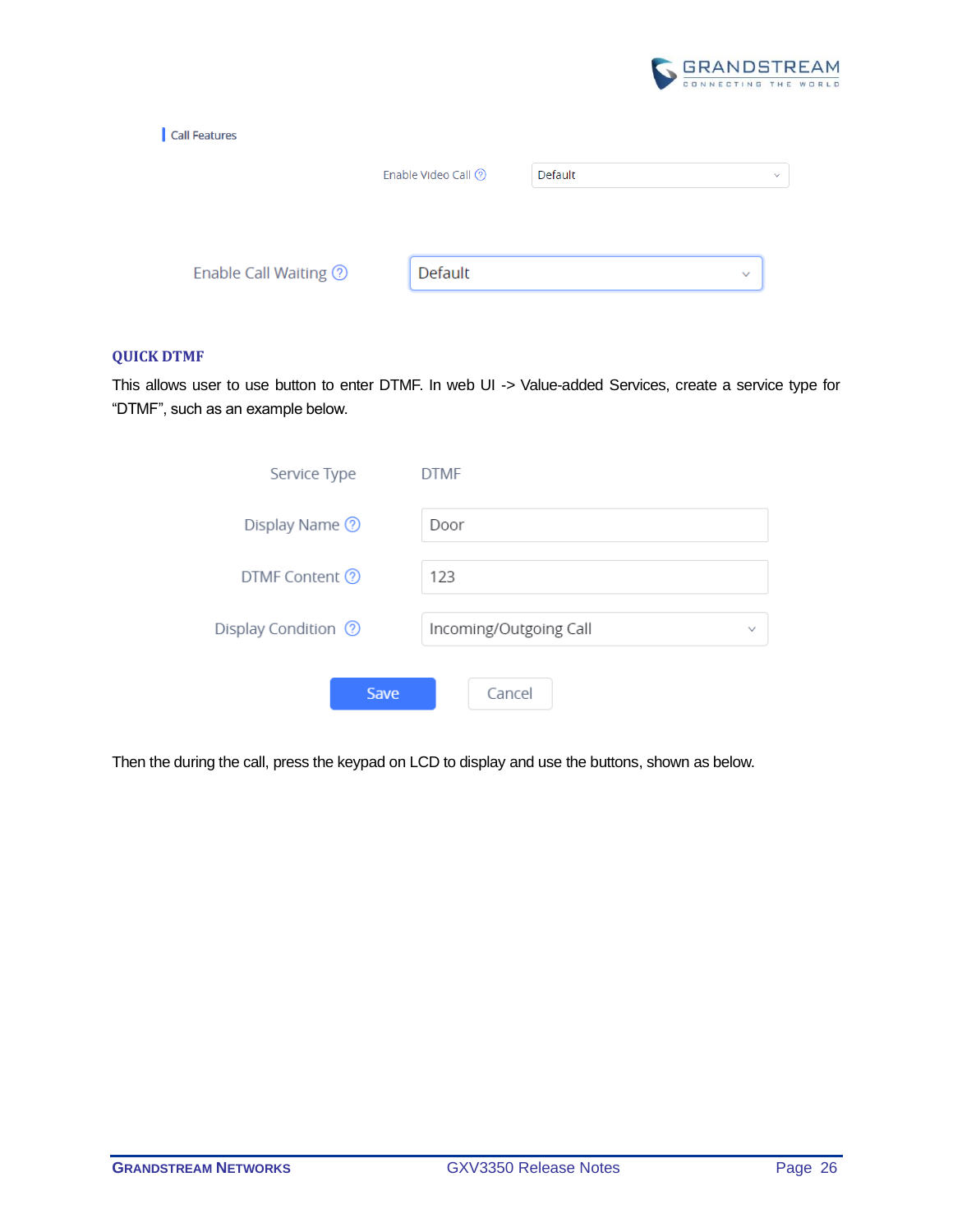Call Features

Enable Video Call | Default

Enable Call Waiting | Default

**QUICK DTMF**

This allows user to use button to enter DTMF. In web UI -> Value-added Services, create a service type for "DTMF", such as an example below.

| | |
|---|---|
| Service Type | DTMF |
| Display Name | Door |
| DTMF Content | 123 |
| Display Condition | Incoming/Outgoing Call |

Save | Cancel

Then the during the call, press the keypad on LCD to display and use the buttons, shown as below.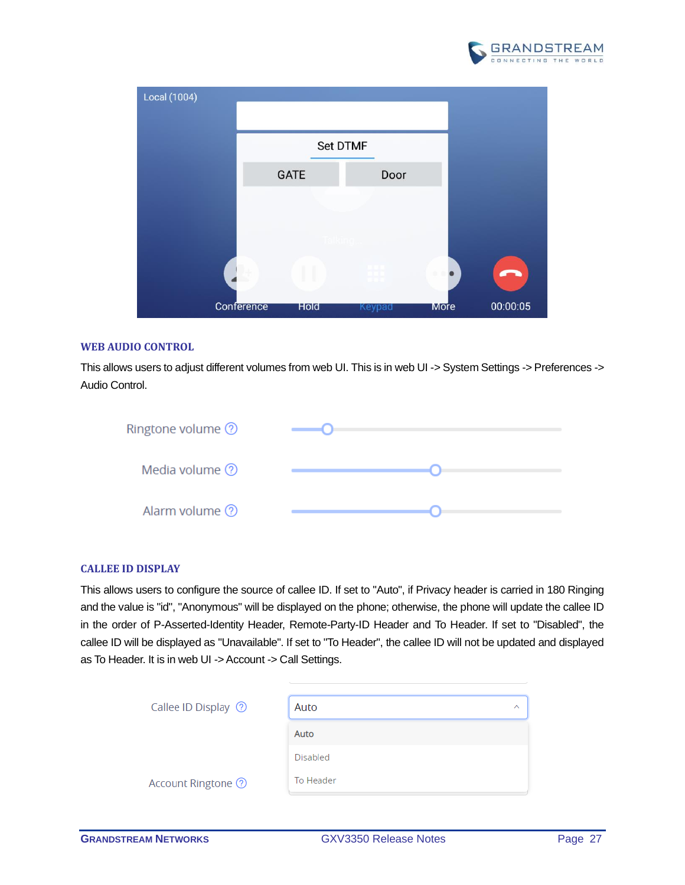## WEB AUDIO CONTROL

This allows users to adjust different volumes from web UI. This is in web UI -> System Settings -> Preferences -> Audio Control.

## CALLEE ID DISPLAY

This allows users to configure the source of callee ID. If set to "Auto", if Privacy header is carried in 180 Ringing and the value is "id", "Anonymous" will be displayed on the phone; otherwise, the phone will update the callee ID in the order of P-Asserted-Identity Header, Remote-Party-ID Header and To Header. If set to "Disabled", the callee ID will be displayed as "Unavailable". If set to "To Header", the callee ID will not be updated and displayed as To Header. It is in web UI -> Account -> Call Settings.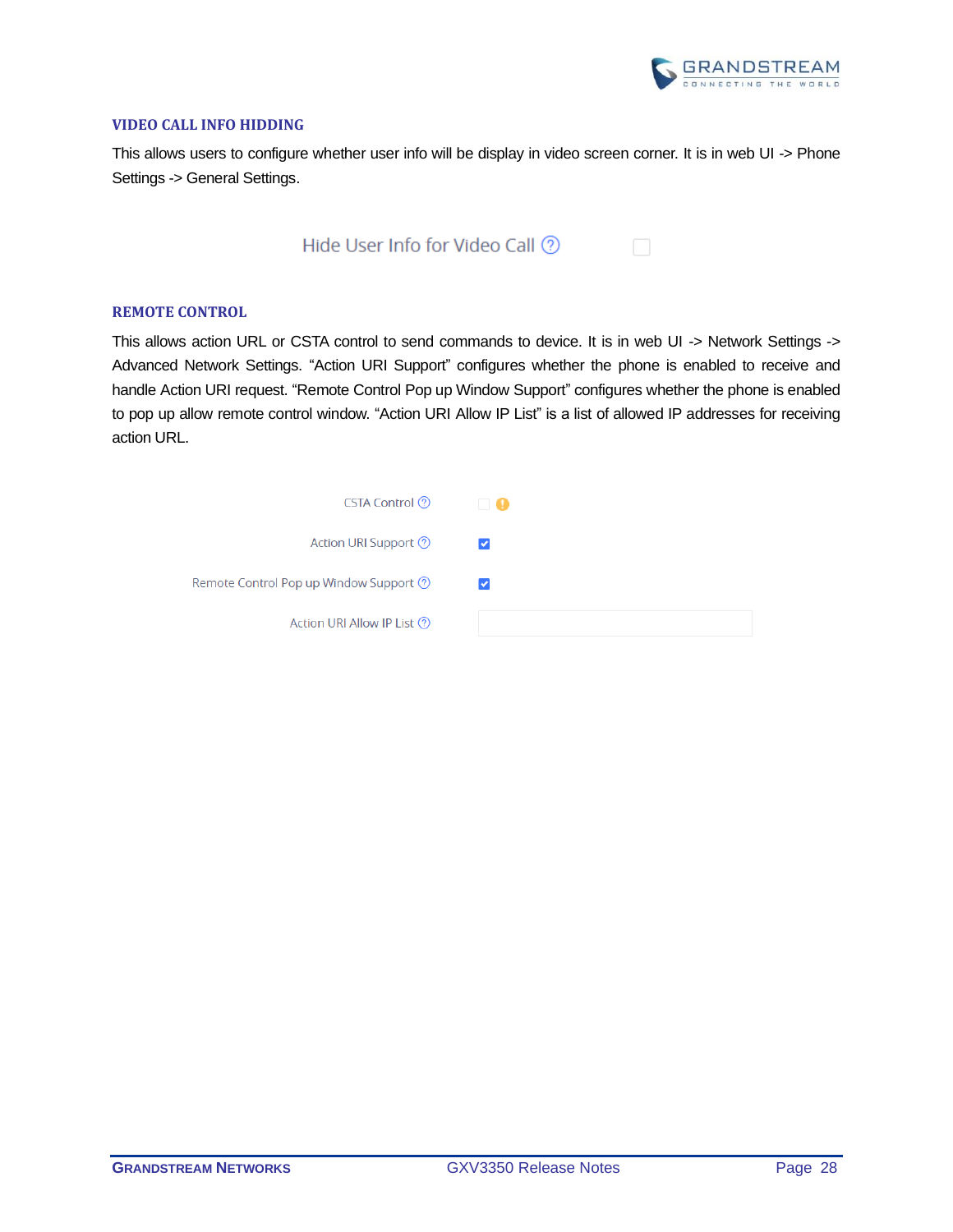## VIDEO CALL INFO HIDDING

This allows users to configure whether user info will be display in video screen corner. It is in web UI -> Phone Settings -> General Settings.

Hide User Info for Video Call ☐

## REMOTE CONTROL

This allows action URL or CSTA control to send commands to device. It is in web UI -> Network Settings -> Advanced Network Settings. "Action URI Support" configures whether the phone is enabled to receive and handle Action URI request. "Remote Control Pop up Window Support" configures whether the phone is enabled to pop up allow remote control window. "Action URI Allow IP List" is a list of allowed IP addresses for receiving action URL.

| Setting | Value |
| --- | --- |
| CSTA Control | ☐ |
| Action URI Support | ☑ |
| Remote Control Pop up Window Support | ☑ |
| Action URI Allow IP List | |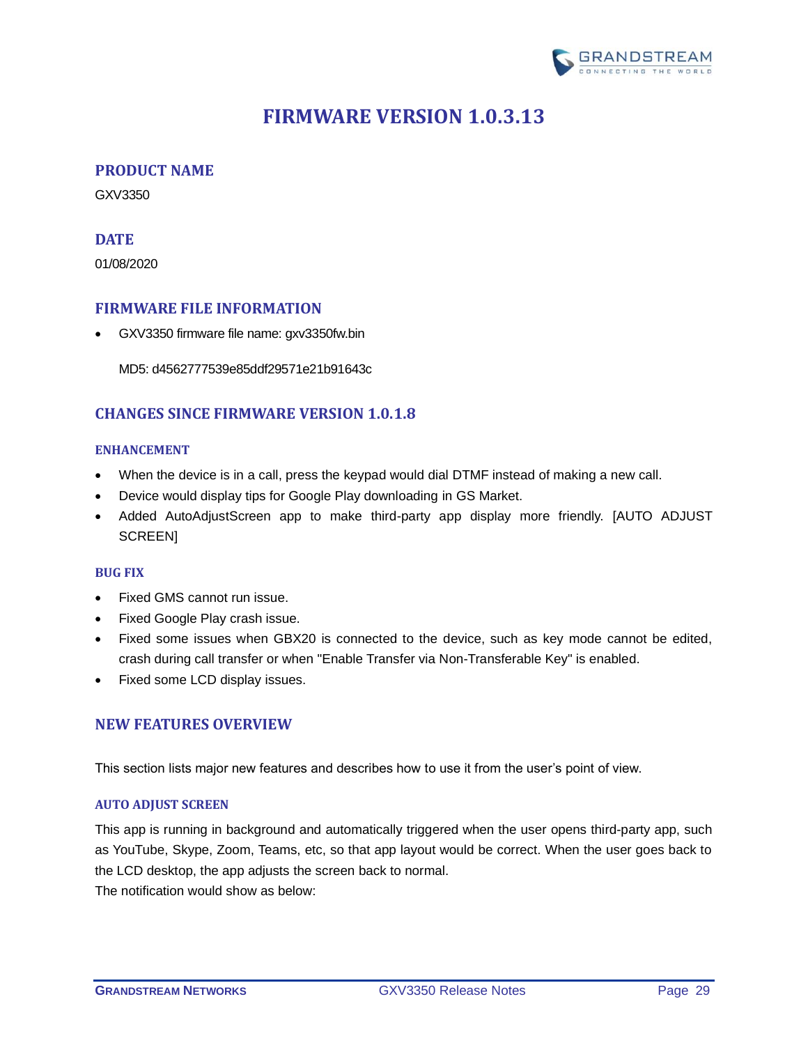# FIRMWARE VERSION 1.0.3.13

## PRODUCT NAME

GXV3350

## DATE

01/08/2020

## FIRMWARE FILE INFORMATION

- GXV3350 firmware file name: gxv3350fw.bin

  MD5: d4562777539e85ddf29571e21b91643c

## CHANGES SINCE FIRMWARE VERSION 1.0.1.8

### ENHANCEMENT

- When the device is in a call, press the keypad would dial DTMF instead of making a new call.
- Device would display tips for Google Play downloading in GS Market.
- Added AutoAdjustScreen app to make third-party app display more friendly. [AUTO ADJUST SCREEN]

### BUG FIX

- Fixed GMS cannot run issue.
- Fixed Google Play crash issue.
- Fixed some issues when GBX20 is connected to the device, such as key mode cannot be edited, crash during call transfer or when "Enable Transfer via Non-Transferable Key" is enabled.
- Fixed some LCD display issues.

## NEW FEATURES OVERVIEW

This section lists major new features and describes how to use it from the user's point of view.

### AUTO ADJUST SCREEN

This app is running in background and automatically triggered when the user opens third-party app, such as YouTube, Skype, Zoom, Teams, etc, so that app layout would be correct. When the user goes back to the LCD desktop, the app adjusts the screen back to normal.
The notification would show as below: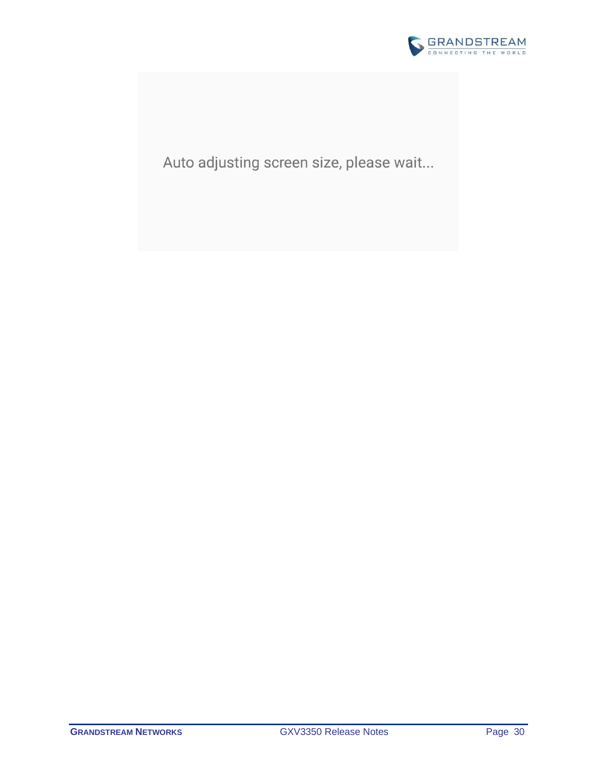Auto adjusting screen size, please wait...